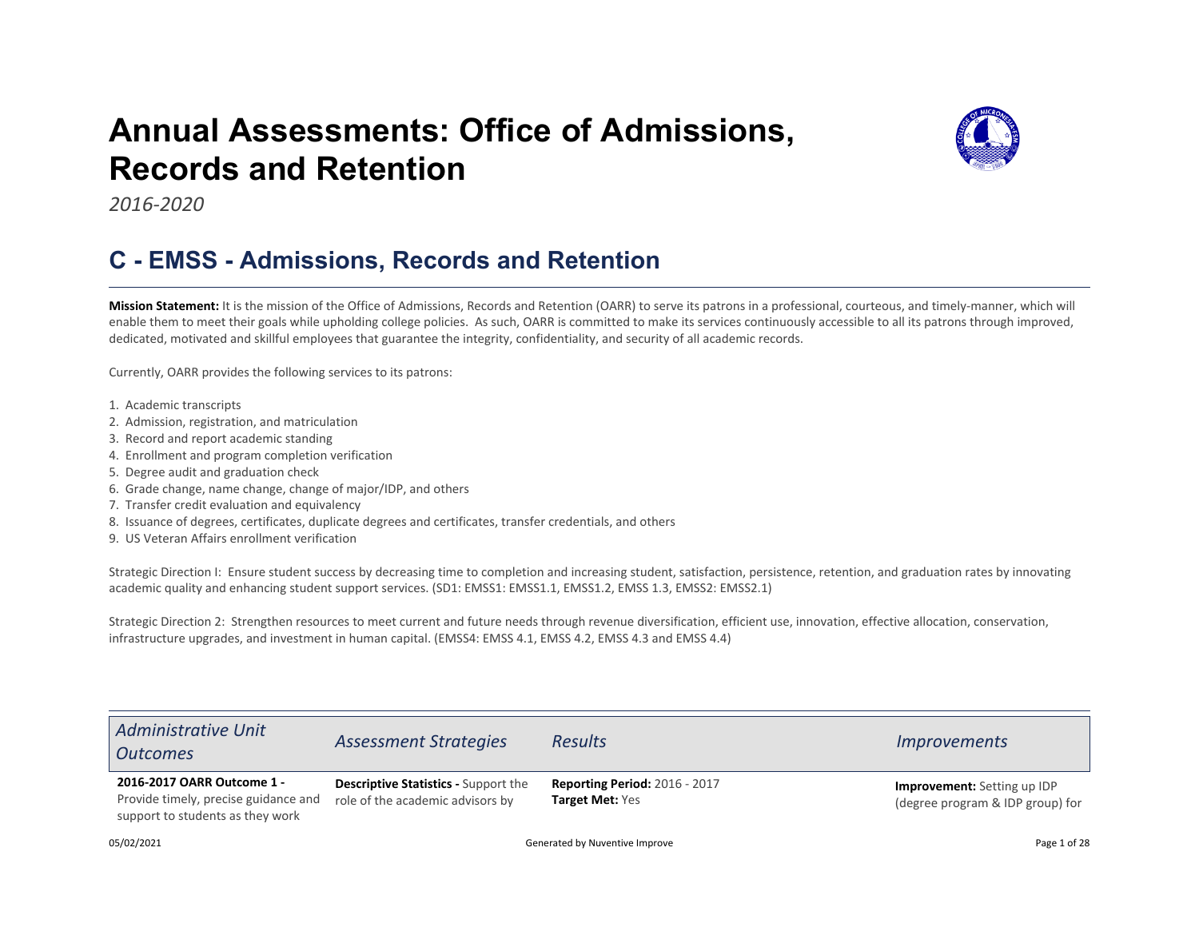# Annual Assessments: Office of Admissions, Records and Retention

*2016-2020*

## C - EMSS - Admissions, Records and Retention

**Mission Statement:** It is the mission of the Office of Admissions, Records and Retention (OARR) to serve its patrons in a professional, courteous, and timely-manner, which will enable them to meet their goals while upholding college policies. As such, OARR is committed to make its services continuously accessible to all its patrons through improved, dedicated, motivated and skillful employees that guarantee the integrity, confidentiality, and security of all academic records.

Currently, OARR provides the following services to its patrons:

1. Academic transcripts
2. Admission, registration, and matriculation
3. Record and report academic standing
4. Enrollment and program completion verification
5. Degree audit and graduation check
6. Grade change, name change, change of major/IDP, and others
7. Transfer credit evaluation and equivalency
8. Issuance of degrees, certificates, duplicate degrees and certificates, transfer credentials, and others
9. US Veteran Affairs enrollment verification

Strategic Direction I: Ensure student success by decreasing time to completion and increasing student, satisfaction, persistence, retention, and graduation rates by innovating academic quality and enhancing student support services. (SD1: EMSS1: EMSS1.1, EMSS1.2, EMSS 1.3, EMSS2: EMSS2.1)

Strategic Direction 2: Strengthen resources to meet current and future needs through revenue diversification, efficient use, innovation, effective allocation, conservation, infrastructure upgrades, and investment in human capital. (EMSS4: EMSS 4.1, EMSS 4.2, EMSS 4.3 and EMSS 4.4)

| *Administrative Unit Outcomes* | *Assessment Strategies* | *Results* | *Improvements* |
|---|---|---|---|
| **2016-2017 OARR Outcome 1 -** Provide timely, precise guidance and support to students as they work | **Descriptive Statistics -** Support the role of the academic advisors by | **Reporting Period:** 2016 - 2017<br>**Target Met:** Yes | **Improvement:** Setting up IDP (degree program & IDP group) for |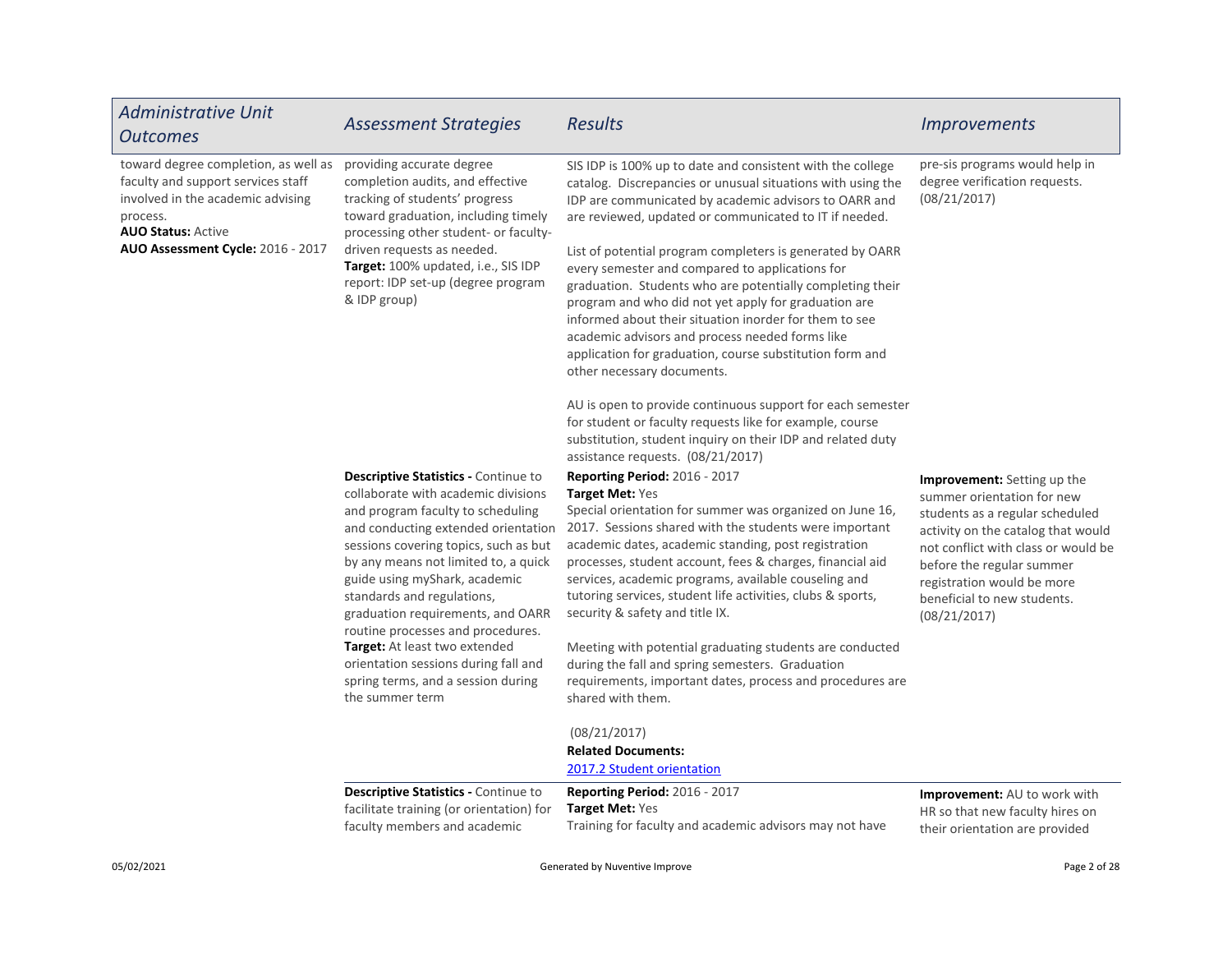| Administrative Unit Outcomes | Assessment Strategies | Results | Improvements |
|---|---|---|---|
| toward degree completion, as well as faculty and support services staff involved in the academic advising process.<br>**AUO Status:** Active<br>**AUO Assessment Cycle:** 2016 - 2017 | providing accurate degree completion audits, and effective tracking of students' progress toward graduation, including timely processing other student- or faculty-driven requests as needed.<br>**Target:** 100% updated, i.e., SIS IDP report: IDP set-up (degree program & IDP group) | SIS IDP is 100% up to date and consistent with the college catalog. Discrepancies or unusual situations with using the IDP are communicated by academic advisors to OARR and are reviewed, updated or communicated to IT if needed.<br><br>List of potential program completers is generated by OARR every semester and compared to applications for graduation. Students who are potentially completing their program and who did not yet apply for graduation are informed about their situation inorder for them to see academic advisors and process needed forms like application for graduation, course substitution form and other necessary documents.<br><br>AU is open to provide continuous support for each semester for student or faculty requests like for example, course substitution, student inquiry on their IDP and related duty assistance requests. (08/21/2017) | pre-sis programs would help in degree verification requests. (08/21/2017) |
| | **Descriptive Statistics -** Continue to collaborate with academic divisions and program faculty to scheduling and conducting extended orientation sessions covering topics, such as but by any means not limited to, a quick guide using myShark, academic standards and regulations, graduation requirements, and OARR routine processes and procedures.<br>**Target:** At least two extended orientation sessions during fall and spring terms, and a session during the summer term | **Reporting Period:** 2016 - 2017<br>**Target Met:** Yes<br>Special orientation for summer was organized on June 16, 2017. Sessions shared with the students were important academic dates, academic standing, post registration processes, student account, fees & charges, financial aid services, academic programs, available couseling and tutoring services, student life activities, clubs & sports, security & safety and title IX.<br><br>Meeting with potential graduating students are conducted during the fall and spring semesters. Graduation requirements, important dates, process and procedures are shared with them.<br><br>(08/21/2017)<br>**Related Documents:**<br>2017.2 Student orientation | **Improvement:** Setting up the summer orientation for new students as a regular scheduled activity on the catalog that would not conflict with class or would be before the regular summer registration would be more beneficial to new students. (08/21/2017) |
| | **Descriptive Statistics -** Continue to facilitate training (or orientation) for faculty members and academic | **Reporting Period:** 2016 - 2017<br>**Target Met:** Yes<br>Training for faculty and academic advisors may not have | **Improvement:** AU to work with HR so that new faculty hires on their orientation are provided |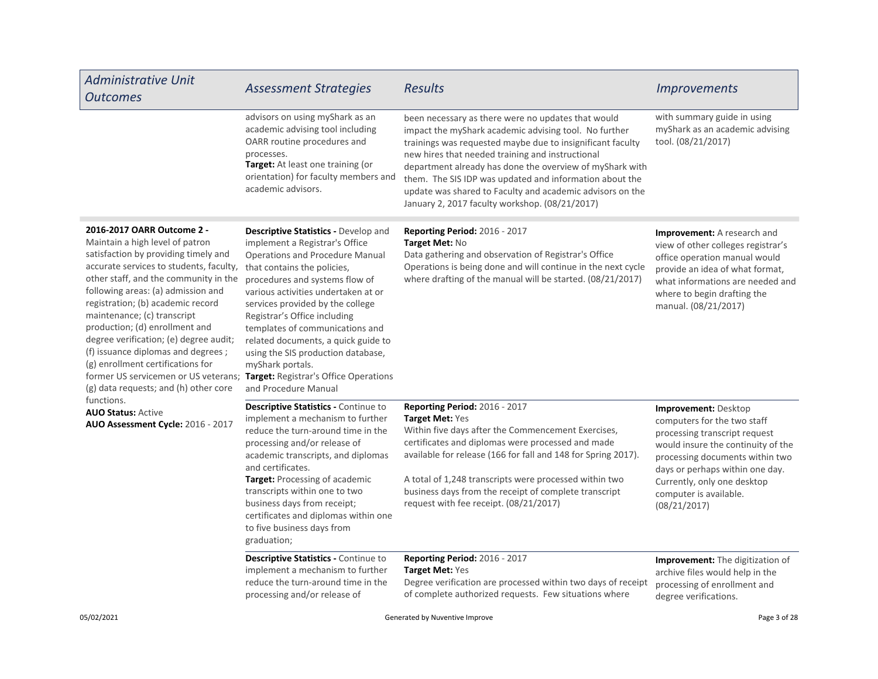| Administrative Unit Outcomes | Assessment Strategies | Results | Improvements |
|---|---|---|---|
| | advisors on using myShark as an academic advising tool including OARR routine procedures and processes.<br>**Target:** At least one training (or orientation) for faculty members and academic advisors. | been necessary as there were no updates that would impact the myShark academic advising tool. No further trainings was requested maybe due to insignificant faculty new hires that needed training and instructional department already has done the overview of myShark with them. The SIS IDP was updated and information about the update was shared to Faculty and academic advisors on the January 2, 2017 faculty workshop. (08/21/2017) | with summary guide in using myShark as an academic advising tool. (08/21/2017) |
| **2016-2017 OARR Outcome 2 -** Maintain a high level of patron satisfaction by providing timely and accurate services to students, faculty, other staff, and the community in the following areas: (a) admission and registration; (b) academic record maintenance; (c) transcript production; (d) enrollment and degree verification; (e) degree audit; (f) issuance diplomas and degrees ; (g) enrollment certifications for former US servicemen or US veterans; (g) data requests; and (h) other core functions.<br>**AUO Status:** Active<br>**AUO Assessment Cycle:** 2016 - 2017 | **Descriptive Statistics -** Develop and implement a Registrar's Office Operations and Procedure Manual that contains the policies, procedures and systems flow of various activities undertaken at or services provided by the college Registrar's Office including templates of communications and related documents, a quick guide to using the SIS production database, myShark portals.<br>**Target:** Registrar's Office Operations and Procedure Manual | **Reporting Period:** 2016 - 2017<br>**Target Met:** No<br>Data gathering and observation of Registrar's Office Operations is being done and will continue in the next cycle where drafting of the manual will be started. (08/21/2017) | **Improvement:** A research and view of other colleges registrar's office operation manual would provide an idea of what format, what informations are needed and where to begin drafting the manual. (08/21/2017) |
| | **Descriptive Statistics -** Continue to implement a mechanism to further reduce the turn-around time in the processing and/or release of academic transcripts, and diplomas and certificates.<br>**Target:** Processing of academic transcripts within one to two business days from receipt; certificates and diplomas within one to five business days from graduation; | **Reporting Period:** 2016 - 2017<br>**Target Met:** Yes<br>Within five days after the Commencement Exercises, certificates and diplomas were processed and made available for release (166 for fall and 148 for Spring 2017).<br><br>A total of 1,248 transcripts were processed within two business days from the receipt of complete transcript request with fee receipt. (08/21/2017) | **Improvement:** Desktop computers for the two staff processing transcript request would insure the continuity of the processing documents within two days or perhaps within one day. Currently, only one desktop computer is available. (08/21/2017) |
| | **Descriptive Statistics -** Continue to implement a mechanism to further reduce the turn-around time in the processing and/or release of | **Reporting Period:** 2016 - 2017<br>**Target Met:** Yes<br>Degree verification are processed within two days of receipt of complete authorized requests. Few situations where | **Improvement:** The digitization of archive files would help in the processing of enrollment and degree verifications. |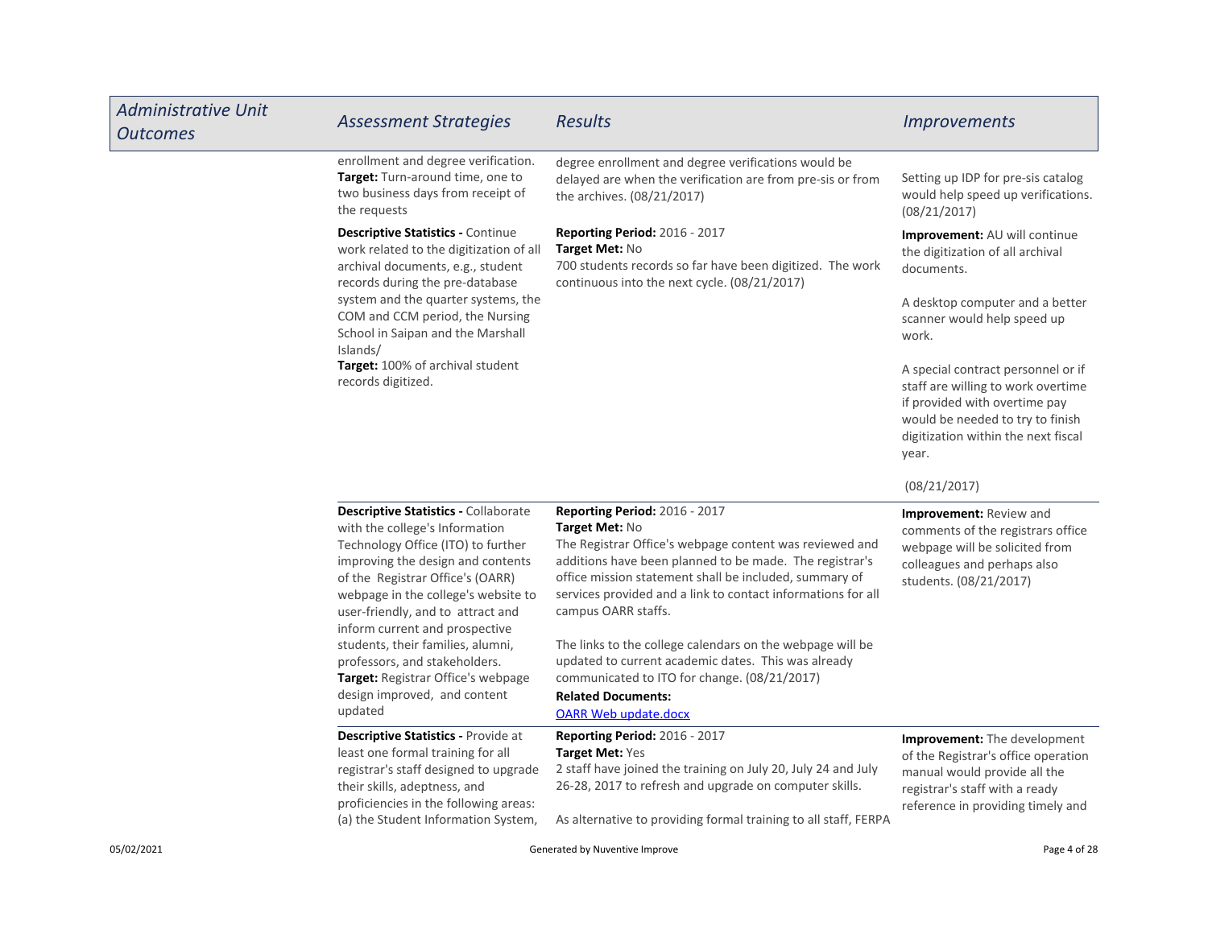| Administrative Unit Outcomes | Assessment Strategies | Results | Improvements |
|---|---|---|---|
| | enrollment and degree verification.<br>**Target:** Turn-around time, one to two business days from receipt of the requests | degree enrollment and degree verifications would be delayed are when the verification are from pre-sis or from the archives. (08/21/2017) | Setting up IDP for pre-sis catalog would help speed up verifications. (08/21/2017) |
| | **Descriptive Statistics -** Continue work related to the digitization of all archival documents, e.g., student records during the pre-database system and the quarter systems, the COM and CCM period, the Nursing School in Saipan and the Marshall Islands/<br>**Target:** 100% of archival student records digitized. | **Reporting Period:** 2016 - 2017<br>**Target Met:** No<br>700 students records so far have been digitized. The work continuous into the next cycle. (08/21/2017) | **Improvement:** AU will continue the digitization of all archival documents.<br><br>A desktop computer and a better scanner would help speed up work.<br><br>A special contract personnel or if staff are willing to work overtime if provided with overtime pay would be needed to try to finish digitization within the next fiscal year.<br><br>(08/21/2017) |
| | **Descriptive Statistics -** Collaborate with the college's Information Technology Office (ITO) to further improving the design and contents of the Registrar Office's (OARR) webpage in the college's website to user-friendly, and to attract and inform current and prospective students, their families, alumni, professors, and stakeholders.<br>**Target:** Registrar Office's webpage design improved, and content updated | **Reporting Period:** 2016 - 2017<br>**Target Met:** No<br>The Registrar Office's webpage content was reviewed and additions have been planned to be made. The registrar's office mission statement shall be included, summary of services provided and a link to contact informations for all campus OARR staffs.<br><br>The links to the college calendars on the webpage will be updated to current academic dates. This was already communicated to ITO for change. (08/21/2017)<br>**Related Documents:**<br>OARR Web update.docx | **Improvement:** Review and comments of the registrars office webpage will be solicited from colleagues and perhaps also students. (08/21/2017) |
| | **Descriptive Statistics -** Provide at least one formal training for all registrar's staff designed to upgrade their skills, adeptness, and proficiencies in the following areas: (a) the Student Information System, | **Reporting Period:** 2016 - 2017<br>**Target Met:** Yes<br>2 staff have joined the training on July 20, July 24 and July 26-28, 2017 to refresh and upgrade on computer skills.<br><br>As alternative to providing formal training to all staff, FERPA | **Improvement:** The development of the Registrar's office operation manual would provide all the registrar's staff with a ready reference in providing timely and |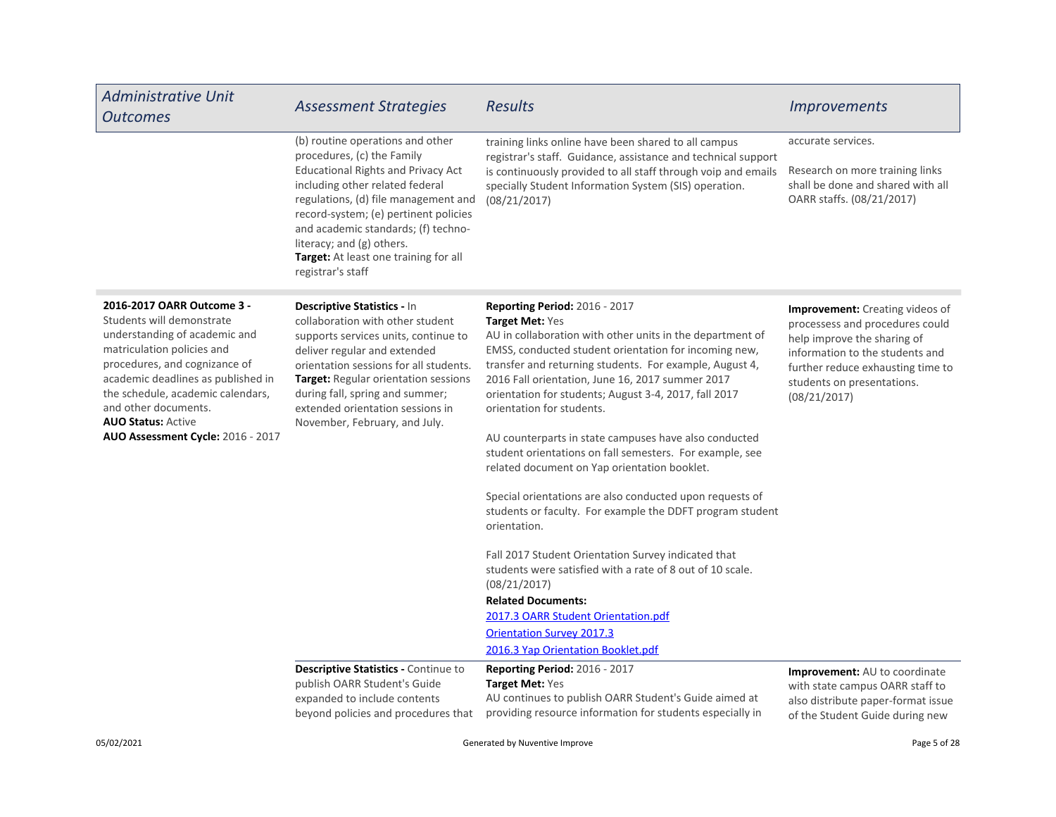| Administrative Unit Outcomes | Assessment Strategies | Results | Improvements |
|---|---|---|---|
| | (b) routine operations and other procedures, (c) the Family Educational Rights and Privacy Act including other related federal regulations, (d) file management and record-system; (e) pertinent policies and academic standards; (f) techno-literacy; and (g) others.<br>**Target:** At least one training for all registrar's staff | training links online have been shared to all campus registrar's staff. Guidance, assistance and technical support is continuously provided to all staff through voip and emails specially Student Information System (SIS) operation. (08/21/2017) | accurate services.<br><br>Research on more training links shall be done and shared with all OARR staffs. (08/21/2017) |
| **2016-2017 OARR Outcome 3 -** Students will demonstrate understanding of academic and matriculation policies and procedures, and cognizance of academic deadlines as published in the schedule, academic calendars, and other documents.<br>**AUO Status:** Active<br>**AUO Assessment Cycle:** 2016 - 2017 | **Descriptive Statistics -** In collaboration with other student supports services units, continue to deliver regular and extended orientation sessions for all students.<br>**Target:** Regular orientation sessions during fall, spring and summer; extended orientation sessions in November, February, and July. | **Reporting Period:** 2016 - 2017<br>**Target Met:** Yes<br>AU in collaboration with other units in the department of EMSS, conducted student orientation for incoming new, transfer and returning students. For example, August 4, 2016 Fall orientation, June 16, 2017 summer 2017 orientation for students; August 3-4, 2017, fall 2017 orientation for students.<br><br>AU counterparts in state campuses have also conducted student orientations on fall semesters. For example, see related document on Yap orientation booklet.<br><br>Special orientations are also conducted upon requests of students or faculty. For example the DDFT program student orientation.<br><br>Fall 2017 Student Orientation Survey indicated that students were satisfied with a rate of 8 out of 10 scale. (08/21/2017)<br>**Related Documents:**<br>2017.3 OARR Student Orientation.pdf<br>Orientation Survey 2017.3<br>2016.3 Yap Orientation Booklet.pdf | **Improvement:** Creating videos of processess and procedures could help improve the sharing of information to the students and further reduce exhausting time to students on presentations. (08/21/2017) |
| | **Descriptive Statistics -** Continue to publish OARR Student's Guide expanded to include contents beyond policies and procedures that | **Reporting Period:** 2016 - 2017<br>**Target Met:** Yes<br>AU continues to publish OARR Student's Guide aimed at providing resource information for students especially in | **Improvement:** AU to coordinate with state campus OARR staff to also distribute paper-format issue of the Student Guide during new |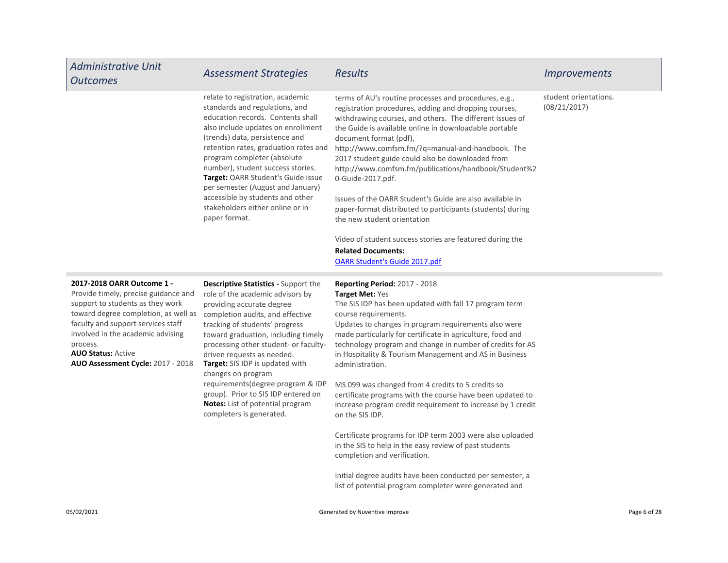| Administrative Unit Outcomes | Assessment Strategies | Results | Improvements |
|---|---|---|---|
| | relate to registration, academic standards and regulations, and education records. Contents shall also include updates on enrollment (trends) data, persistence and retention rates, graduation rates and program completer (absolute number), student success stories.<br>**Target:** OARR Student's Guide issue per semester (August and January) accessible by students and other stakeholders either online or in paper format. | terms of AU's routine processes and procedures, e.g., registration procedures, adding and dropping courses, withdrawing courses, and others. The different issues of the Guide is available online in downloadable portable document format (pdf), http://www.comfsm.fm/?q=manual-and-handbook. The 2017 student guide could also be downloaded from http://www.comfsm.fm/publications/handbook/Student%20-Guide-2017.pdf.<br><br>Issues of the OARR Student's Guide are also available in paper-format distributed to participants (students) during the new student orientation<br><br>Video of student success stories are featured during the<br>**Related Documents:**<br>OARR Student's Guide 2017.pdf | student orientations. (08/21/2017) |
| **2017-2018 OARR Outcome 1 -** Provide timely, precise guidance and support to students as they work toward degree completion, as well as faculty and support services staff involved in the academic advising process.<br>**AUO Status:** Active<br>**AUO Assessment Cycle:** 2017 - 2018 | **Descriptive Statistics -** Support the role of the academic advisors by providing accurate degree completion audits, and effective tracking of students' progress toward graduation, including timely processing other student- or faculty-driven requests as needed.<br>**Target:** SIS IDP is updated with changes on program requirements(degree program & IDP group). Prior to SIS IDP entered on<br>**Notes:** List of potential program completers is generated. | **Reporting Period:** 2017 - 2018<br>**Target Met:** Yes<br>The SIS IDP has been updated with fall 17 program term course requirements.<br>Updates to changes in program requirements also were made particularly for certificate in agriculture, food and technology program and change in number of credits for AS in Hospitality & Tourism Management and AS in Business administration.<br><br>MS 099 was changed from 4 credits to 5 credits so certificate programs with the course have been updated to increase program credit requirement to increase by 1 credit on the SIS IDP.<br><br>Certificate programs for IDP term 2003 were also uploaded in the SIS to help in the easy review of past students completion and verification.<br><br>Initial degree audits have been conducted per semester, a list of potential program completer were generated and | |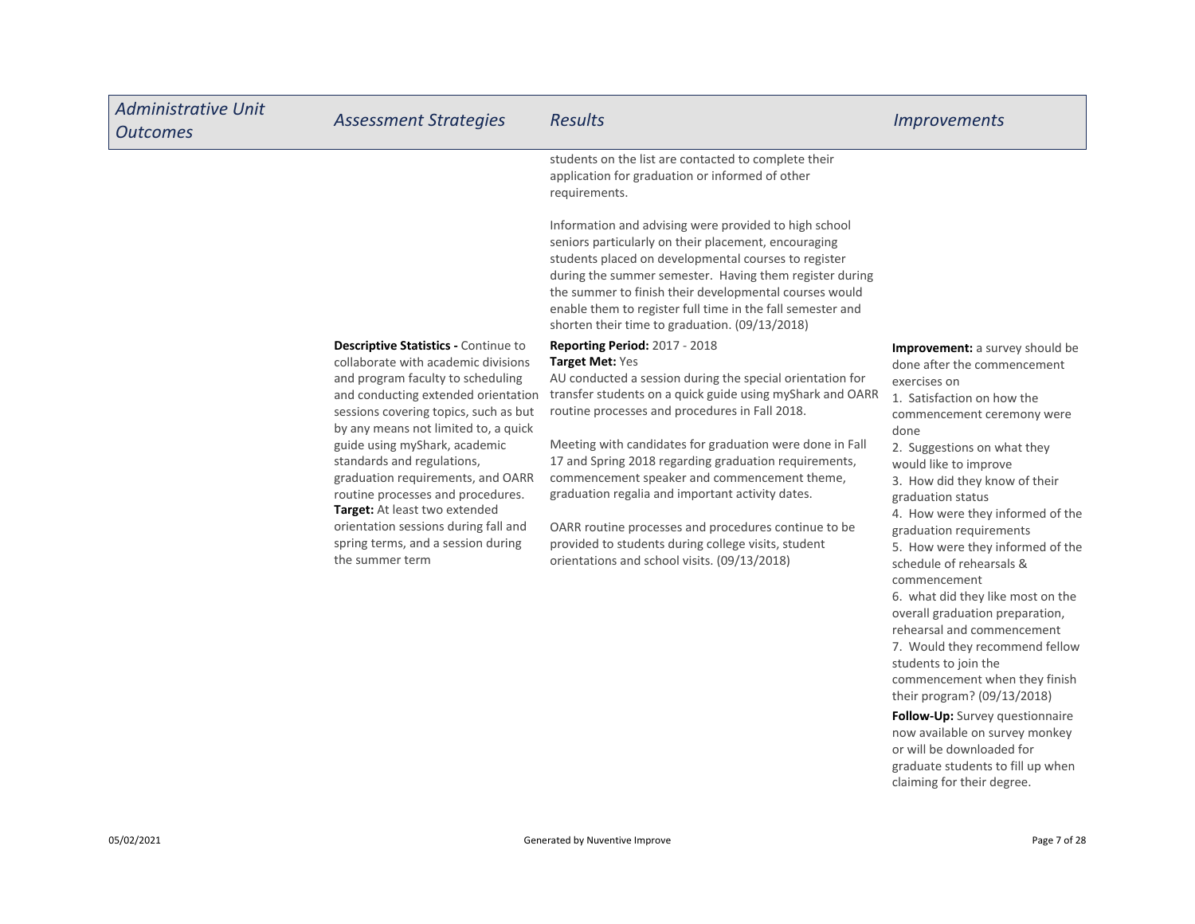| *Administrative Unit Outcomes* | *Assessment Strategies* | *Results* | *Improvements* |
|---|---|---|---|
| | | students on the list are contacted to complete their application for graduation or informed of other requirements.<br><br>Information and advising were provided to high school seniors particularly on their placement, encouraging students placed on developmental courses to register during the summer semester. Having them register during the summer to finish their developmental courses would enable them to register full time in the fall semester and shorten their time to graduation. (09/13/2018) | |
| | **Descriptive Statistics -** Continue to collaborate with academic divisions and program faculty to scheduling and conducting extended orientation sessions covering topics, such as but by any means not limited to, a quick guide using myShark, academic standards and regulations, graduation requirements, and OARR routine processes and procedures.<br>**Target:** At least two extended orientation sessions during fall and spring terms, and a session during the summer term | **Reporting Period:** 2017 - 2018<br>**Target Met:** Yes<br>AU conducted a session during the special orientation for transfer students on a quick guide using myShark and OARR routine processes and procedures in Fall 2018.<br><br>Meeting with candidates for graduation were done in Fall 17 and Spring 2018 regarding graduation requirements, commencement speaker and commencement theme, graduation regalia and important activity dates.<br><br>OARR routine processes and procedures continue to be provided to students during college visits, student orientations and school visits. (09/13/2018) | **Improvement:** a survey should be done after the commencement exercises on<br>1. Satisfaction on how the commencement ceremony were done<br>2. Suggestions on what they would like to improve<br>3. How did they know of their graduation status<br>4. How were they informed of the graduation requirements<br>5. How were they informed of the schedule of rehearsals & commencement<br>6. what did they like most on the overall graduation preparation, rehearsal and commencement<br>7. Would they recommend fellow students to join the commencement when they finish their program? (09/13/2018)<br><br>**Follow-Up:** Survey questionnaire now available on survey monkey or will be downloaded for graduate students to fill up when claiming for their degree. |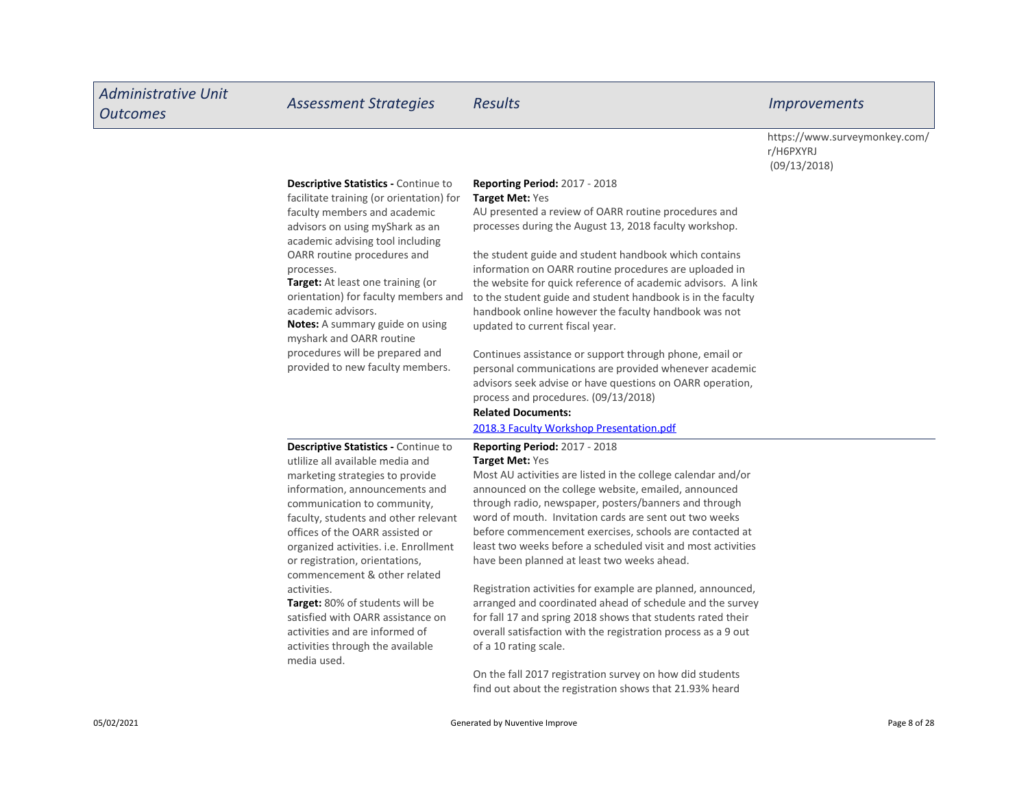| *Administrative Unit Outcomes* | *Assessment Strategies* | *Results* | *Improvements* |
| --- | --- | --- | --- |
| | | | https://www.surveymonkey.com/r/H6PXYRJ (09/13/2018) |
| | **Descriptive Statistics -** Continue to facilitate training (or orientation) for faculty members and academic advisors on using myShark as an academic advising tool including OARR routine procedures and processes.<br>**Target:** At least one training (or orientation) for faculty members and academic advisors.<br>**Notes:** A summary guide on using myshark and OARR routine procedures will be prepared and provided to new faculty members. | **Reporting Period:** 2017 - 2018<br>**Target Met:** Yes<br>AU presented a review of OARR routine procedures and processes during the August 13, 2018 faculty workshop.<br><br>the student guide and student handbook which contains information on OARR routine procedures are uploaded in the website for quick reference of academic advisors. A link to the student guide and student handbook is in the faculty handbook online however the faculty handbook was not updated to current fiscal year.<br><br>Continues assistance or support through phone, email or personal communications are provided whenever academic advisors seek advise or have questions on OARR operation, process and procedures. (09/13/2018)<br>**Related Documents:**<br>2018.3 Faculty Workshop Presentation.pdf | |
| | **Descriptive Statistics -** Continue to utlilize all available media and marketing strategies to provide information, announcements and communication to community, faculty, students and other relevant offices of the OARR assisted or organized activities. i.e. Enrollment or registration, orientations, commencement & other related activities.<br>**Target:** 80% of students will be satisfied with OARR assistance on activities and are informed of activities through the available media used. | **Reporting Period:** 2017 - 2018<br>**Target Met:** Yes<br>Most AU activities are listed in the college calendar and/or announced on the college website, emailed, announced through radio, newspaper, posters/banners and through word of mouth. Invitation cards are sent out two weeks before commencement exercises, schools are contacted at least two weeks before a scheduled visit and most activities have been planned at least two weeks ahead.<br><br>Registration activities for example are planned, announced, arranged and coordinated ahead of schedule and the survey for fall 17 and spring 2018 shows that students rated their overall satisfaction with the registration process as a 9 out of a 10 rating scale.<br><br>On the fall 2017 registration survey on how did students find out about the registration shows that 21.93% heard | |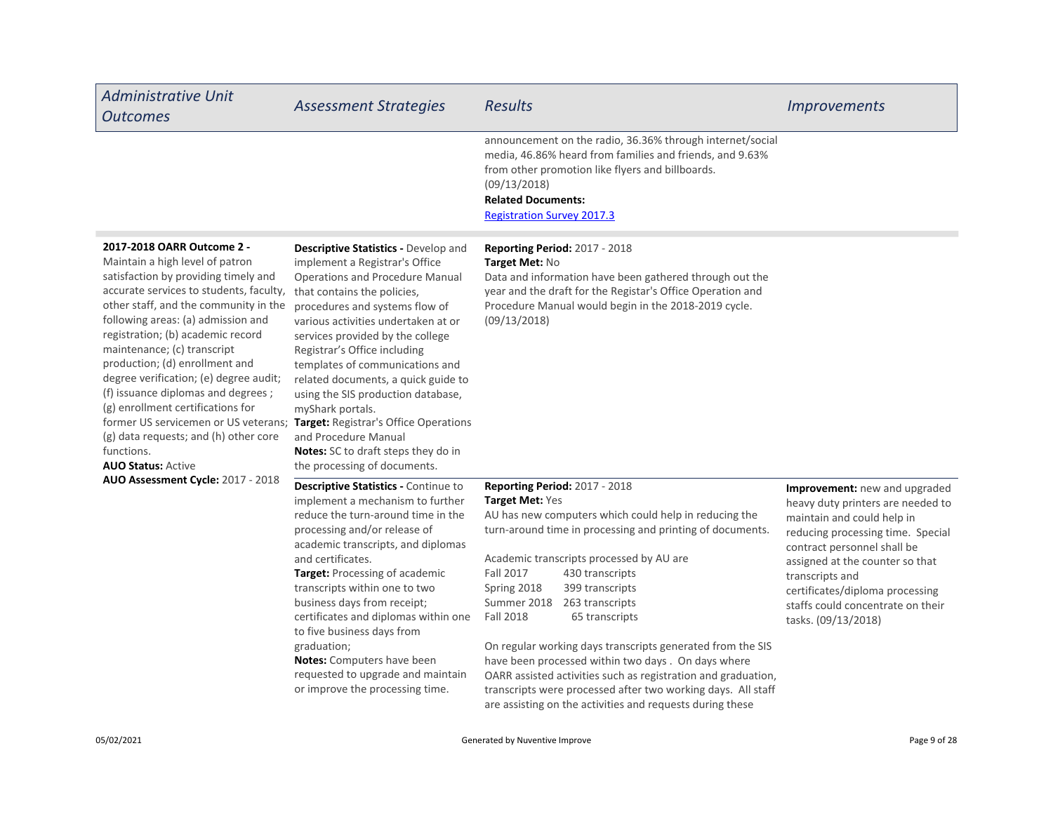| Administrative Unit Outcomes | Assessment Strategies | Results | Improvements |
|---|---|---|---|
| | | announcement on the radio, 36.36% through internet/social media, 46.86% heard from families and friends, and 9.63% from other promotion like flyers and billboards. (09/13/2018)<br>**Related Documents:**<br>Registration Survey 2017.3 | |
| **2017-2018 OARR Outcome 2 -** Maintain a high level of patron satisfaction by providing timely and accurate services to students, faculty, other staff, and the community in the following areas: (a) admission and registration; (b) academic record maintenance; (c) transcript production; (d) enrollment and degree verification; (e) degree audit; (f) issuance diplomas and degrees ; (g) enrollment certifications for former US servicemen or US veterans; (g) data requests; and (h) other core functions.<br>**AUO Status:** Active<br>**AUO Assessment Cycle:** 2017 - 2018 | **Descriptive Statistics -** Develop and implement a Registrar's Office Operations and Procedure Manual that contains the policies, procedures and systems flow of various activities undertaken at or services provided by the college Registrar's Office including templates of communications and related documents, a quick guide to using the SIS production database, myShark portals.<br>**Target:** Registrar's Office Operations and Procedure Manual<br>**Notes:** SC to draft steps they do in the processing of documents. | **Reporting Period:** 2017 - 2018<br>**Target Met:** No<br>Data and information have been gathered through out the year and the draft for the Registar's Office Operation and Procedure Manual would begin in the 2018-2019 cycle. (09/13/2018) | |
| | **Descriptive Statistics -** Continue to implement a mechanism to further reduce the turn-around time in the processing and/or release of academic transcripts, and diplomas and certificates.<br>**Target:** Processing of academic transcripts within one to two business days from receipt; certificates and diplomas within one to five business days from graduation;<br>**Notes:** Computers have been requested to upgrade and maintain or improve the processing time. | **Reporting Period:** 2017 - 2018<br>**Target Met:** Yes<br>AU has new computers which could help in reducing the turn-around time in processing and printing of documents.<br><br>Academic transcripts processed by AU are<br>Fall 2017 430 transcripts<br>Spring 2018 399 transcripts<br>Summer 2018 263 transcripts<br>Fall 2018 65 transcripts<br><br>On regular working days transcripts generated from the SIS have been processed within two days . On days where OARR assisted activities such as registration and graduation, transcripts were processed after two working days. All staff are assisting on the activities and requests during these | **Improvement:** new and upgraded heavy duty printers are needed to maintain and could help in reducing processing time. Special contract personnel shall be assigned at the counter so that transcripts and certificates/diploma processing staffs could concentrate on their tasks. (09/13/2018) |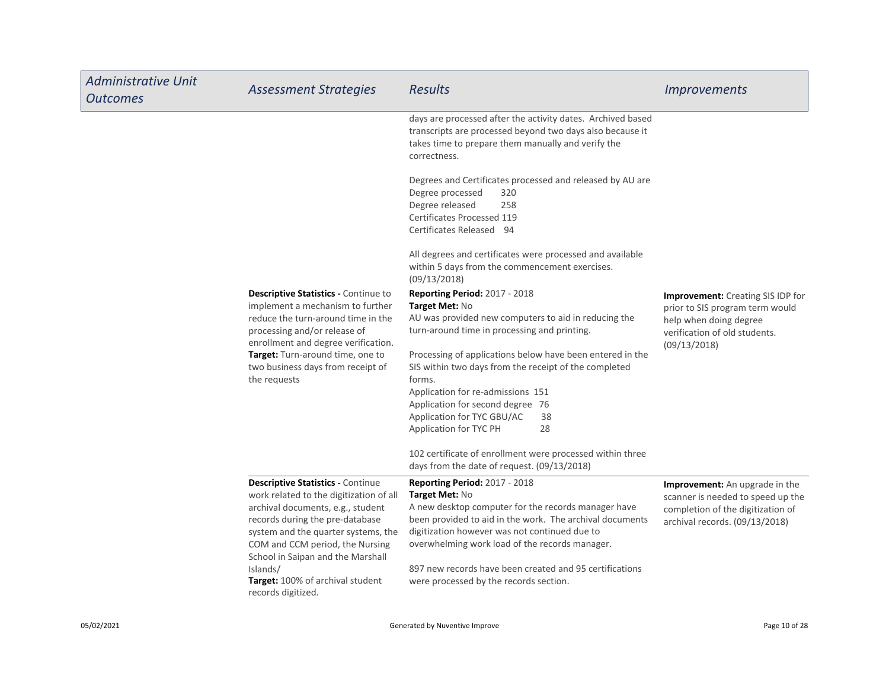| *Administrative Unit Outcomes* | *Assessment Strategies* | *Results* | *Improvements* |
|---|---|---|---|
| | | days are processed after the activity dates. Archived based transcripts are processed beyond two days also because it takes time to prepare them manually and verify the correctness.<br><br>Degrees and Certificates processed and released by AU are<br>Degree processed 320<br>Degree released 258<br>Certificates Processed 119<br>Certificates Released 94<br><br>All degrees and certificates were processed and available within 5 days from the commencement exercises. (09/13/2018) | |
| | **Descriptive Statistics -** Continue to implement a mechanism to further reduce the turn-around time in the processing and/or release of enrollment and degree verification.<br>**Target:** Turn-around time, one to two business days from receipt of the requests | **Reporting Period:** 2017 - 2018<br>**Target Met:** No<br>AU was provided new computers to aid in reducing the turn-around time in processing and printing.<br><br>Processing of applications below have been entered in the SIS within two days from the receipt of the completed forms.<br>Application for re-admissions 151<br>Application for second degree 76<br>Application for TYC GBU/AC 38<br>Application for TYC PH 28<br><br>102 certificate of enrollment were processed within three days from the date of request. (09/13/2018) | **Improvement:** Creating SIS IDP for prior to SIS program term would help when doing degree verification of old students. (09/13/2018) |
| | **Descriptive Statistics -** Continue work related to the digitization of all archival documents, e.g., student records during the pre-database system and the quarter systems, the COM and CCM period, the Nursing School in Saipan and the Marshall Islands/<br>**Target:** 100% of archival student records digitized. | **Reporting Period:** 2017 - 2018<br>**Target Met:** No<br>A new desktop computer for the records manager have been provided to aid in the work. The archival documents digitization however was not continued due to overwhelming work load of the records manager.<br><br>897 new records have been created and 95 certifications were processed by the records section. | **Improvement:** An upgrade in the scanner is needed to speed up the completion of the digitization of archival records. (09/13/2018) |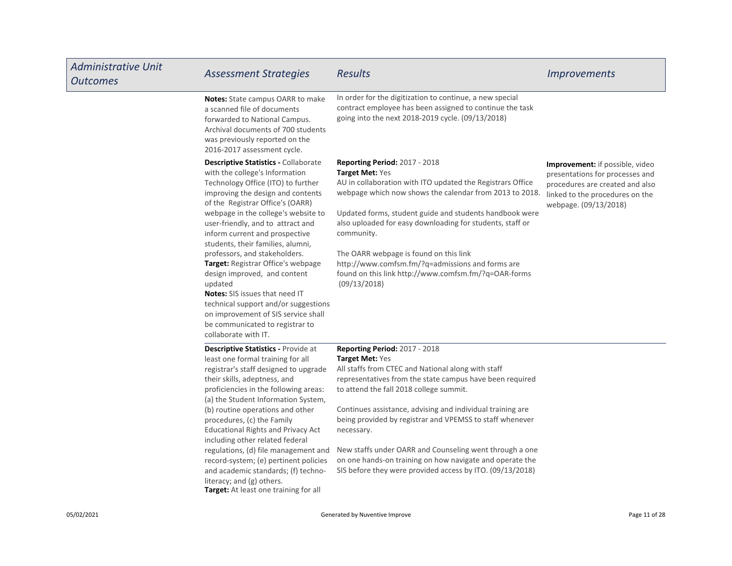| *Administrative Unit Outcomes* | *Assessment Strategies* | *Results* | *Improvements* |
| --- | --- | --- | --- |
| | **Notes:** State campus OARR to make a scanned file of documents forwarded to National Campus. Archival documents of 700 students was previously reported on the 2016-2017 assessment cycle. | In order for the digitization to continue, a new special contract employee has been assigned to continue the task going into the next 2018-2019 cycle. (09/13/2018) | |
| | **Descriptive Statistics -** Collaborate with the college's Information Technology Office (ITO) to further improving the design and contents of the Registrar Office's (OARR) webpage in the college's website to user-friendly, and to attract and inform current and prospective students, their families, alumni, professors, and stakeholders.<br>**Target:** Registrar Office's webpage design improved, and content updated<br>**Notes:** SIS issues that need IT technical support and/or suggestions on improvement of SIS service shall be communicated to registrar to collaborate with IT. | **Reporting Period:** 2017 - 2018<br>**Target Met:** Yes<br>AU in collaboration with ITO updated the Registrars Office webpage which now shows the calendar from 2013 to 2018.<br><br>Updated forms, student guide and students handbook were also uploaded for easy downloading for students, staff or community.<br><br>The OARR webpage is found on this link http://www.comfsm.fm/?q=admissions and forms are found on this link http://www.comfsm.fm/?q=OAR-forms (09/13/2018) | **Improvement:** if possible, video presentations for processes and procedures are created and also linked to the procedures on the webpage. (09/13/2018) |
| | **Descriptive Statistics -** Provide at least one formal training for all registrar's staff designed to upgrade their skills, adeptness, and proficiencies in the following areas: (a) the Student Information System, (b) routine operations and other procedures, (c) the Family Educational Rights and Privacy Act including other related federal regulations, (d) file management and record-system; (e) pertinent policies and academic standards; (f) techno-literacy; and (g) others.<br>**Target:** At least one training for all | **Reporting Period:** 2017 - 2018<br>**Target Met:** Yes<br>All staffs from CTEC and National along with staff representatives from the state campus have been required to attend the fall 2018 college summit.<br><br>Continues assistance, advising and individual training are being provided by registrar and VPEMSS to staff whenever necessary.<br><br>New staffs under OARR and Counseling went through a one on one hands-on training on how navigate and operate the SIS before they were provided access by ITO. (09/13/2018) | |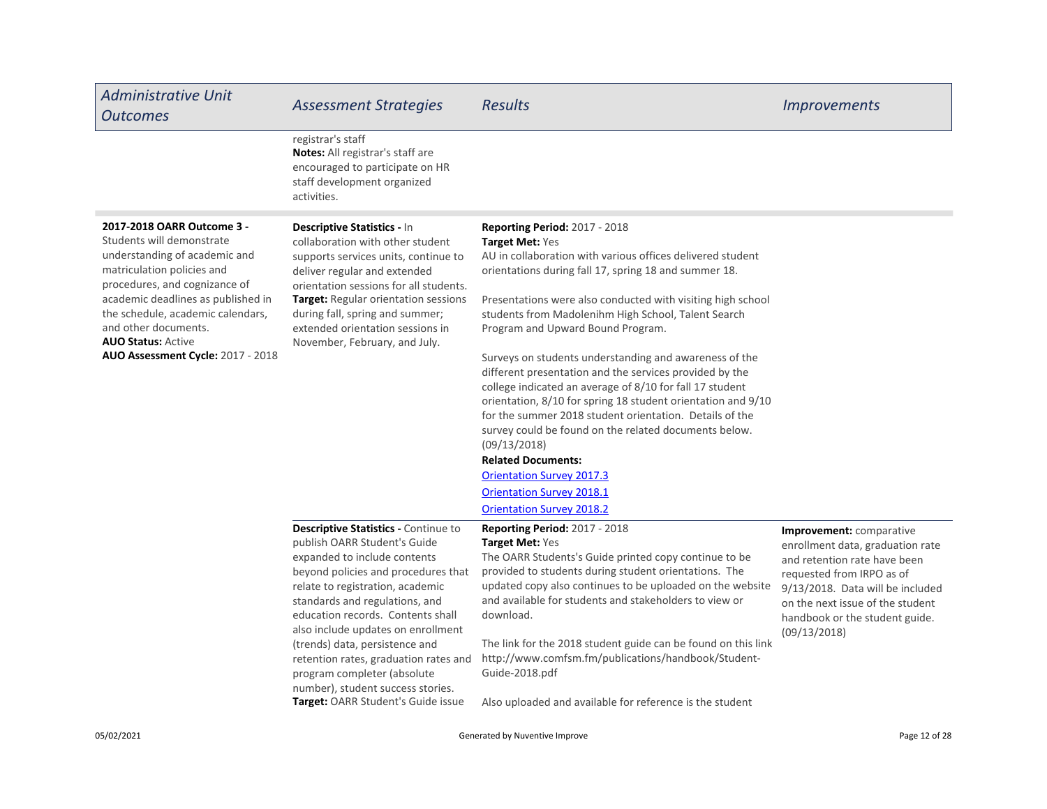| Administrative Unit Outcomes | Assessment Strategies | Results | Improvements |
|---|---|---|---|
| | registrar's staff<br>**Notes:** All registrar's staff are encouraged to participate on HR staff development organized activities. | | |
| **2017-2018 OARR Outcome 3 -** Students will demonstrate understanding of academic and matriculation policies and procedures, and cognizance of academic deadlines as published in the schedule, academic calendars, and other documents.<br>**AUO Status:** Active<br>**AUO Assessment Cycle:** 2017 - 2018 | **Descriptive Statistics -** In collaboration with other student supports services units, continue to deliver regular and extended orientation sessions for all students.<br>**Target:** Regular orientation sessions during fall, spring and summer; extended orientation sessions in November, February, and July. | **Reporting Period:** 2017 - 2018<br>**Target Met:** Yes<br>AU in collaboration with various offices delivered student orientations during fall 17, spring 18 and summer 18.<br><br>Presentations were also conducted with visiting high school students from Madolenihm High School, Talent Search Program and Upward Bound Program.<br><br>Surveys on students understanding and awareness of the different presentation and the services provided by the college indicated an average of 8/10 for fall 17 student orientation, 8/10 for spring 18 student orientation and 9/10 for the summer 2018 student orientation. Details of the survey could be found on the related documents below. (09/13/2018)<br>**Related Documents:**<br>Orientation Survey 2017.3<br>Orientation Survey 2018.1<br>Orientation Survey 2018.2 | |
| | **Descriptive Statistics -** Continue to publish OARR Student's Guide expanded to include contents beyond policies and procedures that relate to registration, academic standards and regulations, and education records. Contents shall also include updates on enrollment (trends) data, persistence and retention rates, graduation rates and program completer (absolute number), student success stories.<br>**Target:** OARR Student's Guide issue | **Reporting Period:** 2017 - 2018<br>**Target Met:** Yes<br>The OARR Students's Guide printed copy continue to be provided to students during student orientations. The updated copy also continues to be uploaded on the website and available for students and stakeholders to view or download.<br><br>The link for the 2018 student guide can be found on this link http://www.comfsm.fm/publications/handbook/Student-Guide-2018.pdf<br><br>Also uploaded and available for reference is the student | **Improvement:** comparative enrollment data, graduation rate and retention rate have been requested from IRPO as of 9/13/2018. Data will be included on the next issue of the student handbook or the student guide. (09/13/2018) |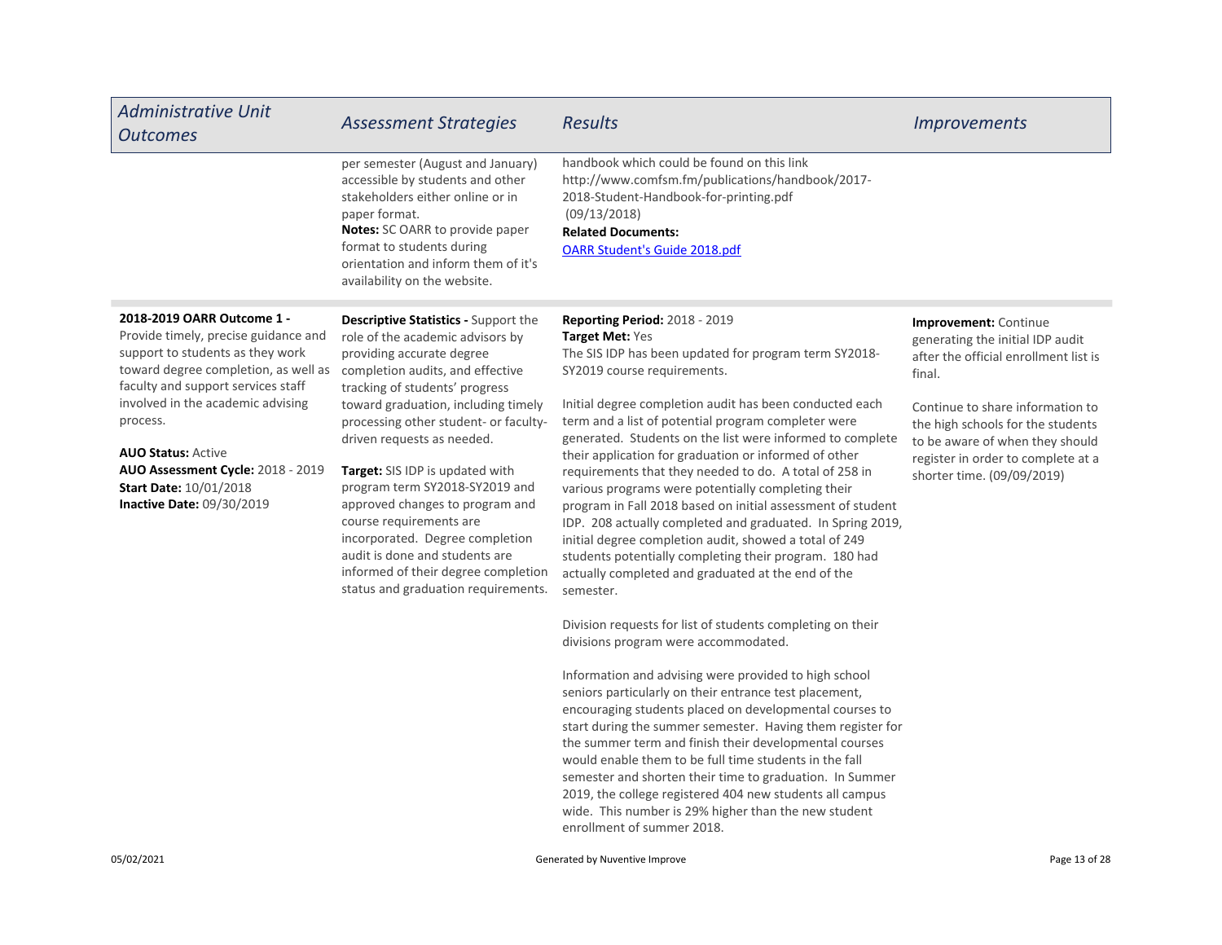| Administrative Unit Outcomes | Assessment Strategies | Results | Improvements |
|---|---|---|---|
| | per semester (August and January) accessible by students and other stakeholders either online or in paper format.<br>**Notes:** SC OARR to provide paper format to students during orientation and inform them of it's availability on the website. | handbook which could be found on this link http://www.comfsm.fm/publications/handbook/2017-2018-Student-Handbook-for-printing.pdf (09/13/2018)<br>**Related Documents:**<br>OARR Student's Guide 2018.pdf | |
| **2018-2019 OARR Outcome 1 -** Provide timely, precise guidance and support to students as they work toward degree completion, as well as faculty and support services staff involved in the academic advising process.<br><br>**AUO Status:** Active<br>**AUO Assessment Cycle:** 2018 - 2019<br>**Start Date:** 10/01/2018<br>**Inactive Date:** 09/30/2019 | **Descriptive Statistics -** Support the role of the academic advisors by providing accurate degree completion audits, and effective tracking of students' progress toward graduation, including timely processing other student- or faculty-driven requests as needed.<br><br>**Target:** SIS IDP is updated with program term SY2018-SY2019 and approved changes to program and course requirements are incorporated. Degree completion audit is done and students are informed of their degree completion status and graduation requirements. | **Reporting Period:** 2018 - 2019<br>**Target Met:** Yes<br>The SIS IDP has been updated for program term SY2018-SY2019 course requirements.<br><br>Initial degree completion audit has been conducted each term and a list of potential program completer were generated. Students on the list were informed to complete their application for graduation or informed of other requirements that they needed to do. A total of 258 in various programs were potentially completing their program in Fall 2018 based on initial assessment of student IDP. 208 actually completed and graduated. In Spring 2019, initial degree completion audit, showed a total of 249 students potentially completing their program. 180 had actually completed and graduated at the end of the semester.<br><br>Division requests for list of students completing on their divisions program were accommodated.<br><br>Information and advising were provided to high school seniors particularly on their entrance test placement, encouraging students placed on developmental courses to start during the summer semester. Having them register for the summer term and finish their developmental courses would enable them to be full time students in the fall semester and shorten their time to graduation. In Summer 2019, the college registered 404 new students all campus wide. This number is 29% higher than the new student enrollment of summer 2018. | **Improvement:** Continue generating the initial IDP audit after the official enrollment list is final.<br><br>Continue to share information to the high schools for the students to be aware of when they should register in order to complete at a shorter time. (09/09/2019) |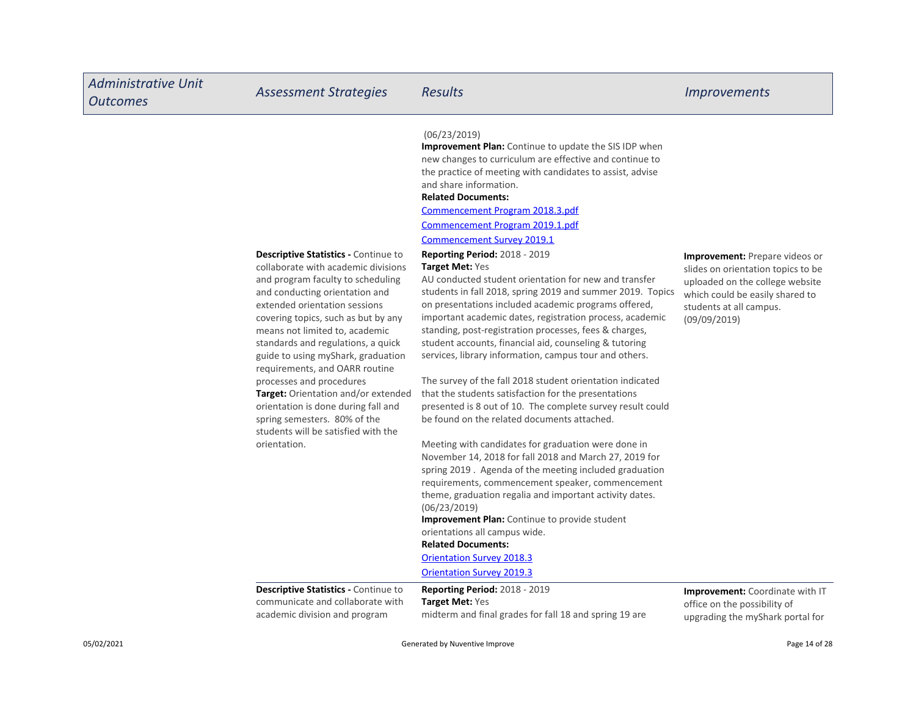| Administrative Unit Outcomes | Assessment Strategies | Results | Improvements |
|---|---|---|---|
| | | (06/23/2019)<br>**Improvement Plan:** Continue to update the SIS IDP when new changes to curriculum are effective and continue to the practice of meeting with candidates to assist, advise and share information.<br>**Related Documents:**<br>[Commencement Program 2018.3.pdf]()<br>[Commencement Program 2019.1.pdf]()<br>[Commencement Survey 2019.1]() | |
| | **Descriptive Statistics -** Continue to collaborate with academic divisions and program faculty to scheduling and conducting orientation and extended orientation sessions covering topics, such as but by any means not limited to, academic standards and regulations, a quick guide to using myShark, graduation requirements, and OARR routine processes and procedures<br>**Target:** Orientation and/or extended orientation is done during fall and spring semesters. 80% of the students will be satisfied with the orientation. | **Reporting Period:** 2018 - 2019<br>**Target Met:** Yes<br>AU conducted student orientation for new and transfer students in fall 2018, spring 2019 and summer 2019. Topics on presentations included academic programs offered, important academic dates, registration process, academic standing, post-registration processes, fees & charges, student accounts, financial aid, counseling & tutoring services, library information, campus tour and others.<br><br>The survey of the fall 2018 student orientation indicated that the students satisfaction for the presentations presented is 8 out of 10. The complete survey result could be found on the related documents attached.<br><br>Meeting with candidates for graduation were done in November 14, 2018 for fall 2018 and March 27, 2019 for spring 2019 . Agenda of the meeting included graduation requirements, commencement speaker, commencement theme, graduation regalia and important activity dates. (06/23/2019)<br>**Improvement Plan:** Continue to provide student orientations all campus wide.<br>**Related Documents:**<br>[Orientation Survey 2018.3]()<br>[Orientation Survey 2019.3]() | **Improvement:** Prepare videos or slides on orientation topics to be uploaded on the college website which could be easily shared to students at all campus. (09/09/2019) |
| | **Descriptive Statistics -** Continue to communicate and collaborate with academic division and program | **Reporting Period:** 2018 - 2019<br>**Target Met:** Yes<br>midterm and final grades for fall 18 and spring 19 are | **Improvement:** Coordinate with IT office on the possibility of upgrading the myShark portal for |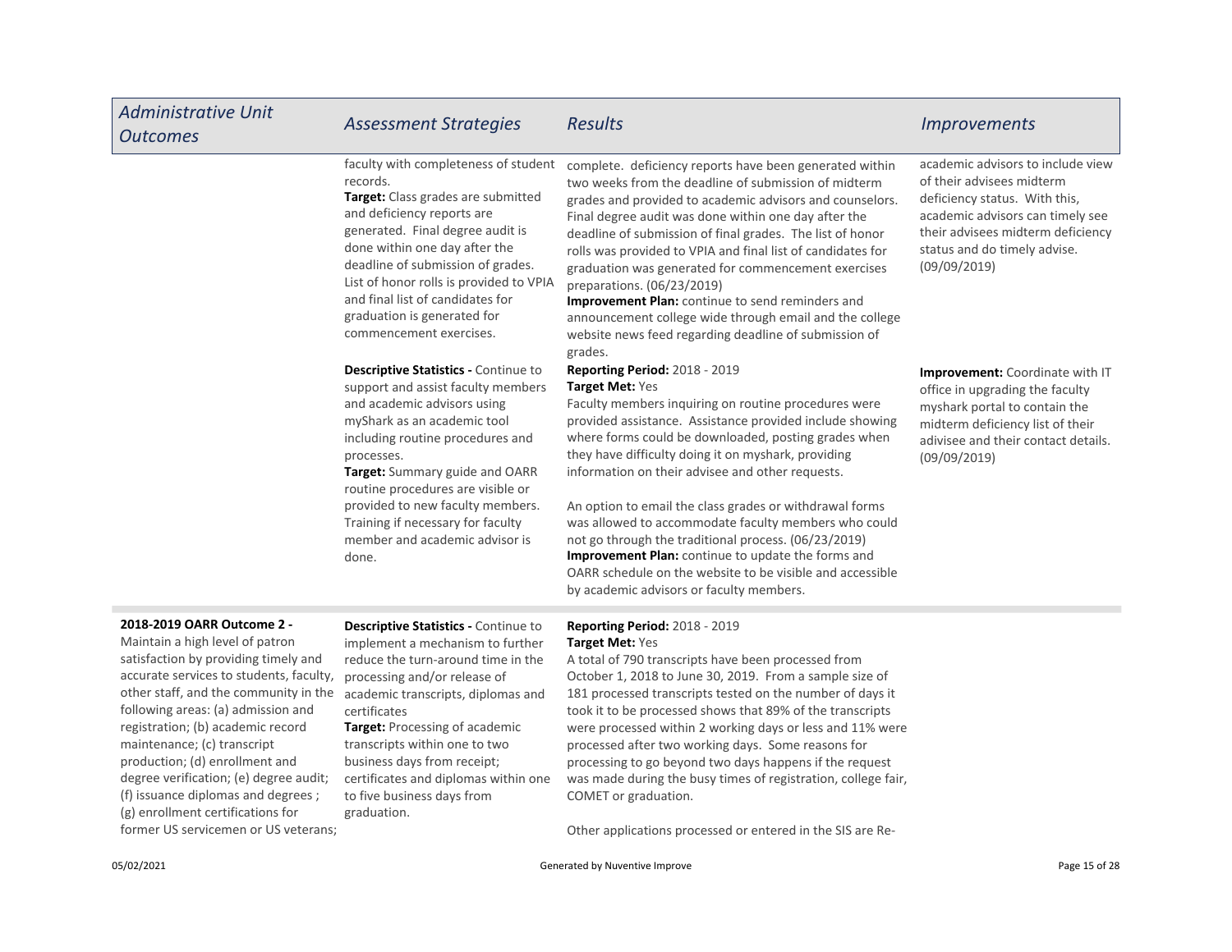| Administrative Unit Outcomes | Assessment Strategies | Results | Improvements |
|---|---|---|---|
| | faculty with completeness of student records.<br>**Target:** Class grades are submitted and deficiency reports are generated. Final degree audit is done within one day after the deadline of submission of grades. List of honor rolls is provided to VPIA and final list of candidates for graduation is generated for commencement exercises. | complete. deficiency reports have been generated within two weeks from the deadline of submission of midterm grades and provided to academic advisors and counselors. Final degree audit was done within one day after the deadline of submission of final grades. The list of honor rolls was provided to VPIA and final list of candidates for graduation was generated for commencement exercises preparations. (06/23/2019)<br>**Improvement Plan:** continue to send reminders and announcement college wide through email and the college website news feed regarding deadline of submission of grades. | academic advisors to include view of their advisees midterm deficiency status. With this, academic advisors can timely see their advisees midterm deficiency status and do timely advise. (09/09/2019) |
| | **Descriptive Statistics -** Continue to support and assist faculty members and academic advisors using myShark as an academic tool including routine procedures and processes.<br>**Target:** Summary guide and OARR routine procedures are visible or provided to new faculty members. Training if necessary for faculty member and academic advisor is done. | **Reporting Period:** 2018 - 2019<br>**Target Met:** Yes<br>Faculty members inquiring on routine procedures were provided assistance. Assistance provided include showing where forms could be downloaded, posting grades when they have difficulty doing it on myshark, providing information on their advisee and other requests.<br><br>An option to email the class grades or withdrawal forms was allowed to accommodate faculty members who could not go through the traditional process. (06/23/2019)<br>**Improvement Plan:** continue to update the forms and OARR schedule on the website to be visible and accessible by academic advisors or faculty members. | **Improvement:** Coordinate with IT office in upgrading the faculty myshark portal to contain the midterm deficiency list of their adivisee and their contact details. (09/09/2019) |
| **2018-2019 OARR Outcome 2 -** Maintain a high level of patron satisfaction by providing timely and accurate services to students, faculty, other staff, and the community in the following areas: (a) admission and registration; (b) academic record maintenance; (c) transcript production; (d) enrollment and degree verification; (e) degree audit; (f) issuance diplomas and degrees ; (g) enrollment certifications for former US servicemen or US veterans; | **Descriptive Statistics -** Continue to implement a mechanism to further reduce the turn-around time in the processing and/or release of academic transcripts, diplomas and certificates<br>**Target:** Processing of academic transcripts within one to two business days from receipt; certificates and diplomas within one to five business days from graduation. | **Reporting Period:** 2018 - 2019<br>**Target Met:** Yes<br>A total of 790 transcripts have been processed from October 1, 2018 to June 30, 2019. From a sample size of 181 processed transcripts tested on the number of days it took it to be processed shows that 89% of the transcripts were processed within 2 working days or less and 11% were processed after two working days. Some reasons for processing to go beyond two days happens if the request was made during the busy times of registration, college fair, COMET or graduation.<br><br>Other applications processed or entered in the SIS are Re- | |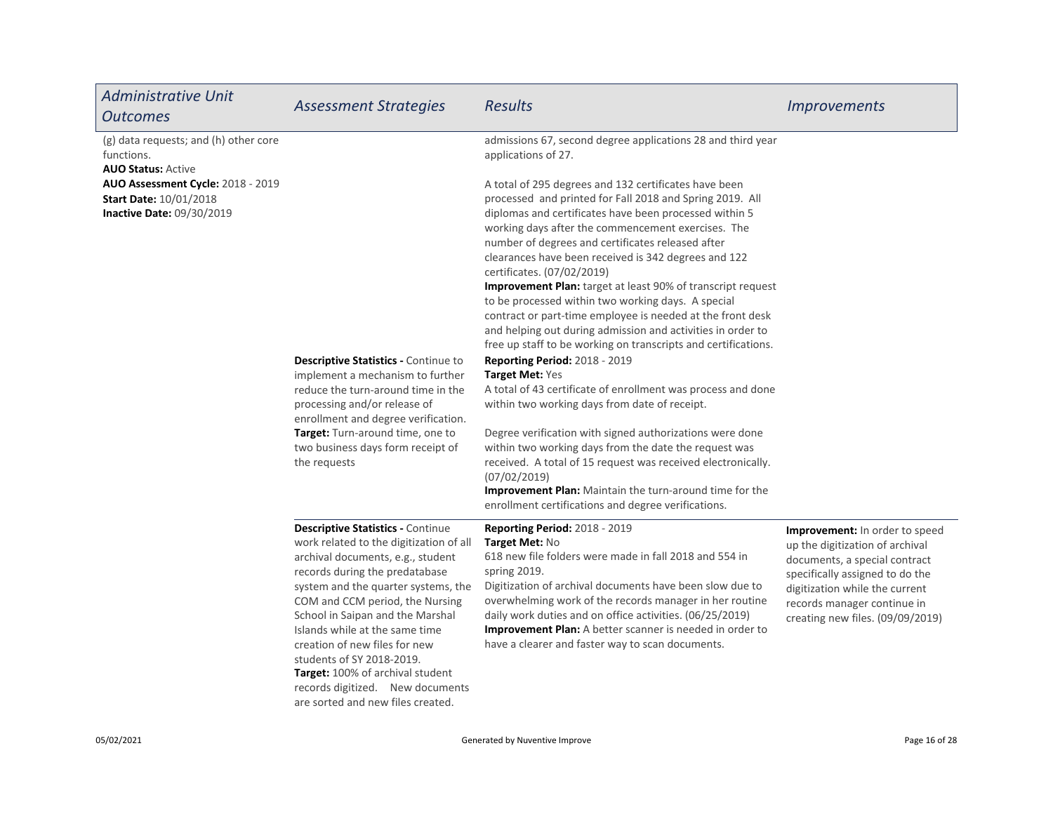| *Administrative Unit Outcomes* | *Assessment Strategies* | *Results* | *Improvements* |
|---|---|---|---|
| (g) data requests; and (h) other core functions.<br>**AUO Status:** Active<br>**AUO Assessment Cycle:** 2018 - 2019<br>**Start Date:** 10/01/2018<br>**Inactive Date:** 09/30/2019 | | admissions 67, second degree applications 28 and third year applications of 27.<br><br>A total of 295 degrees and 132 certificates have been processed and printed for Fall 2018 and Spring 2019. All diplomas and certificates have been processed within 5 working days after the commencement exercises. The number of degrees and certificates released after clearances have been received is 342 degrees and 122 certificates. (07/02/2019)<br>**Improvement Plan:** target at least 90% of transcript request to be processed within two working days. A special contract or part-time employee is needed at the front desk and helping out during admission and activities in order to free up staff to be working on transcripts and certifications. | |
| | **Descriptive Statistics -** Continue to implement a mechanism to further reduce the turn-around time in the processing and/or release of enrollment and degree verification.<br>**Target:** Turn-around time, one to two business days form receipt of the requests | **Reporting Period:** 2018 - 2019<br>**Target Met:** Yes<br>A total of 43 certificate of enrollment was process and done within two working days from date of receipt.<br><br>Degree verification with signed authorizations were done within two working days from the date the request was received. A total of 15 request was received electronically. (07/02/2019)<br>**Improvement Plan:** Maintain the turn-around time for the enrollment certifications and degree verifications. | |
| | **Descriptive Statistics -** Continue work related to the digitization of all archival documents, e.g., student records during the predatabase system and the quarter systems, the COM and CCM period, the Nursing School in Saipan and the Marshal Islands while at the same time creation of new files for new students of SY 2018-2019.<br>**Target:** 100% of archival student records digitized. New documents are sorted and new files created. | **Reporting Period:** 2018 - 2019<br>**Target Met:** No<br>618 new file folders were made in fall 2018 and 554 in spring 2019.<br>Digitization of archival documents have been slow due to overwhelming work of the records manager in her routine daily work duties and on office activities. (06/25/2019)<br>**Improvement Plan:** A better scanner is needed in order to have a clearer and faster way to scan documents. | **Improvement:** In order to speed up the digitization of archival documents, a special contract specifically assigned to do the digitization while the current records manager continue in creating new files. (09/09/2019) |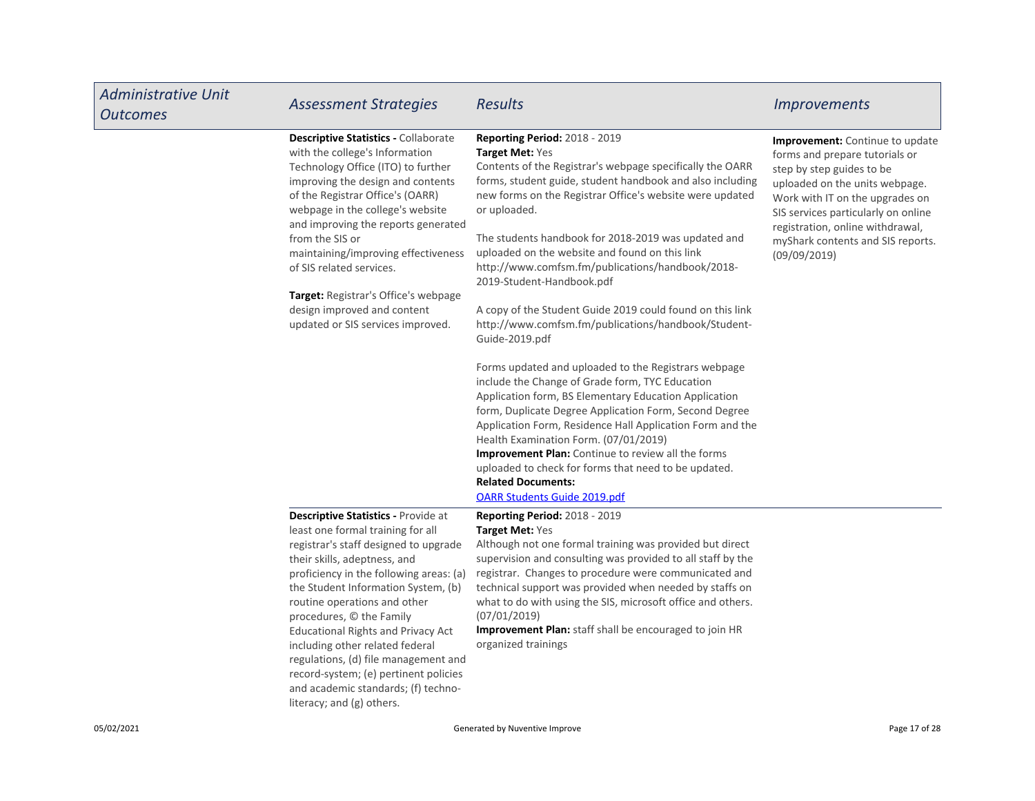| Administrative Unit Outcomes | Assessment Strategies | Results | Improvements |
| --- | --- | --- | --- |
| | **Descriptive Statistics -** Collaborate with the college's Information Technology Office (ITO) to further improving the design and contents of the Registrar Office's (OARR) webpage in the college's website and improving the reports generated from the SIS or maintaining/improving effectiveness of SIS related services.<br><br>**Target:** Registrar's Office's webpage design improved and content updated or SIS services improved. | **Reporting Period:** 2018 - 2019<br>**Target Met:** Yes<br>Contents of the Registrar's webpage specifically the OARR forms, student guide, student handbook and also including new forms on the Registrar Office's website were updated or uploaded.<br><br>The students handbook for 2018-2019 was updated and uploaded on the website and found on this link http://www.comfsm.fm/publications/handbook/2018-2019-Student-Handbook.pdf<br><br>A copy of the Student Guide 2019 could found on this link http://www.comfsm.fm/publications/handbook/Student-Guide-2019.pdf<br><br>Forms updated and uploaded to the Registrars webpage include the Change of Grade form, TYC Education Application form, BS Elementary Education Application form, Duplicate Degree Application Form, Second Degree Application Form, Residence Hall Application Form and the Health Examination Form. (07/01/2019)<br>**Improvement Plan:** Continue to review all the forms uploaded to check for forms that need to be updated.<br>**Related Documents:**<br>OARR Students Guide 2019.pdf | **Improvement:** Continue to update forms and prepare tutorials or step by step guides to be uploaded on the units webpage. Work with IT on the upgrades on SIS services particularly on online registration, online withdrawal, myShark contents and SIS reports. (09/09/2019) |
| | **Descriptive Statistics -** Provide at least one formal training for all registrar's staff designed to upgrade their skills, adeptness, and proficiency in the following areas: (a) the Student Information System, (b) routine operations and other procedures, © the Family Educational Rights and Privacy Act including other related federal regulations, (d) file management and record-system; (e) pertinent policies and academic standards; (f) techno-literacy; and (g) others. | **Reporting Period:** 2018 - 2019<br>**Target Met:** Yes<br>Although not one formal training was provided but direct supervision and consulting was provided to all staff by the registrar. Changes to procedure were communicated and technical support was provided when needed by staffs on what to do with using the SIS, microsoft office and others. (07/01/2019)<br>**Improvement Plan:** staff shall be encouraged to join HR organized trainings | |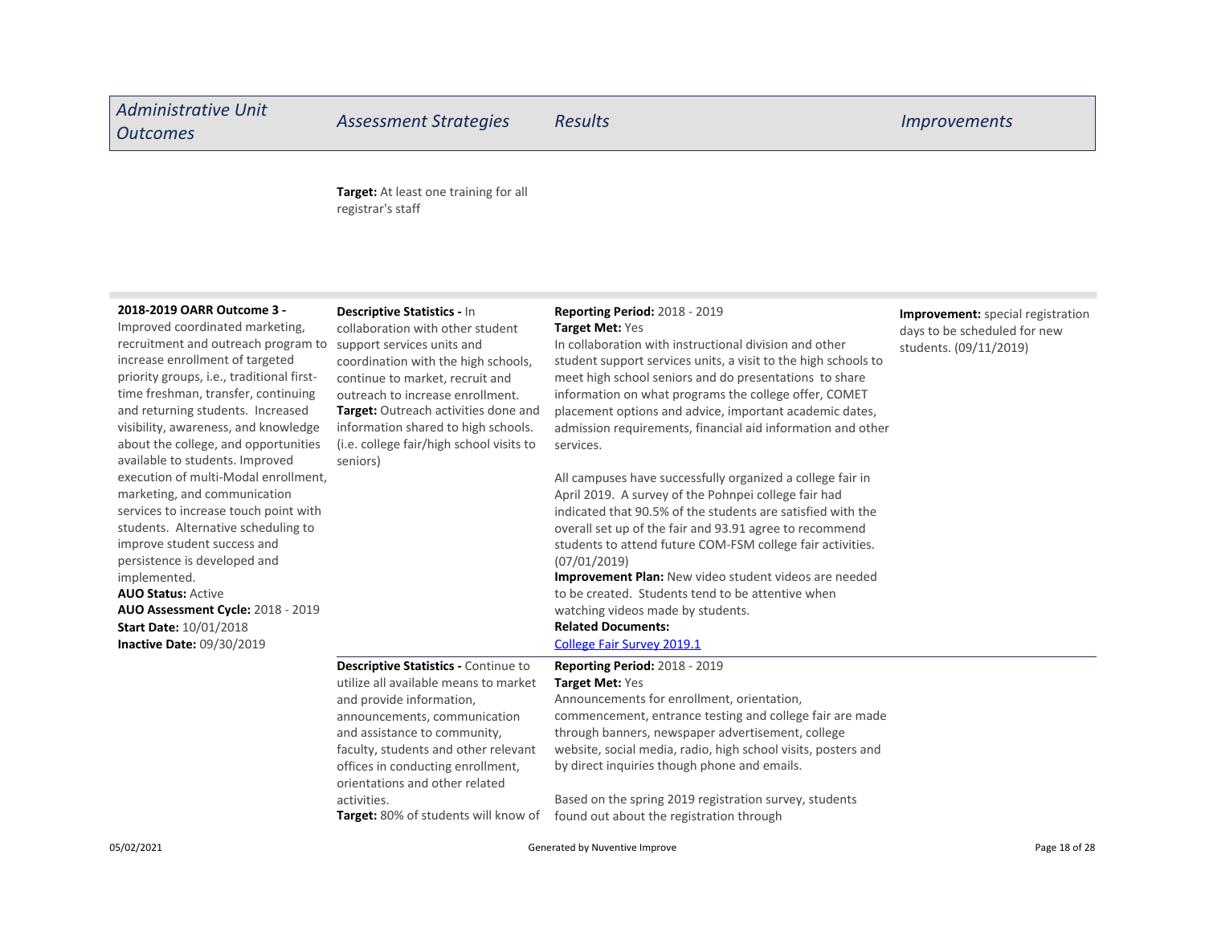| Administrative Unit Outcomes | Assessment Strategies | Results | Improvements |
|---|---|---|---|
| | **Target:** At least one training for all registrar's staff | | |
| **2018-2019 OARR Outcome 3 -** Improved coordinated marketing, recruitment and outreach program to increase enrollment of targeted priority groups, i.e., traditional first-time freshman, transfer, continuing and returning students. Increased visibility, awareness, and knowledge about the college, and opportunities available to students. Improved execution of multi-Modal enrollment, marketing, and communication services to increase touch point with students. Alternative scheduling to improve student success and persistence is developed and implemented.<br>**AUO Status:** Active<br>**AUO Assessment Cycle:** 2018 - 2019<br>**Start Date:** 10/01/2018<br>**Inactive Date:** 09/30/2019 | **Descriptive Statistics -** In collaboration with other student support services units and coordination with the high schools, continue to market, recruit and outreach to increase enrollment.<br>**Target:** Outreach activities done and information shared to high schools. (i.e. college fair/high school visits to seniors) | **Reporting Period:** 2018 - 2019<br>**Target Met:** Yes<br>In collaboration with instructional division and other student support services units, a visit to the high schools to meet high school seniors and do presentations to share information on what programs the college offer, COMET placement options and advice, important academic dates, admission requirements, financial aid information and other services.<br><br>All campuses have successfully organized a college fair in April 2019. A survey of the Pohnpei college fair had indicated that 90.5% of the students are satisfied with the overall set up of the fair and 93.91 agree to recommend students to attend future COM-FSM college fair activities. (07/01/2019)<br>**Improvement Plan:** New video student videos are needed to be created. Students tend to be attentive when watching videos made by students.<br>**Related Documents:**<br>College Fair Survey 2019.1 | **Improvement:** special registration days to be scheduled for new students. (09/11/2019) |
| | **Descriptive Statistics -** Continue to utilize all available means to market and provide information, announcements, communication and assistance to community, faculty, students and other relevant offices in conducting enrollment, orientations and other related activities.<br>**Target:** 80% of students will know of | **Reporting Period:** 2018 - 2019<br>**Target Met:** Yes<br>Announcements for enrollment, orientation, commencement, entrance testing and college fair are made through banners, newspaper advertisement, college website, social media, radio, high school visits, posters and by direct inquiries though phone and emails.<br><br>Based on the spring 2019 registration survey, students found out about the registration through | |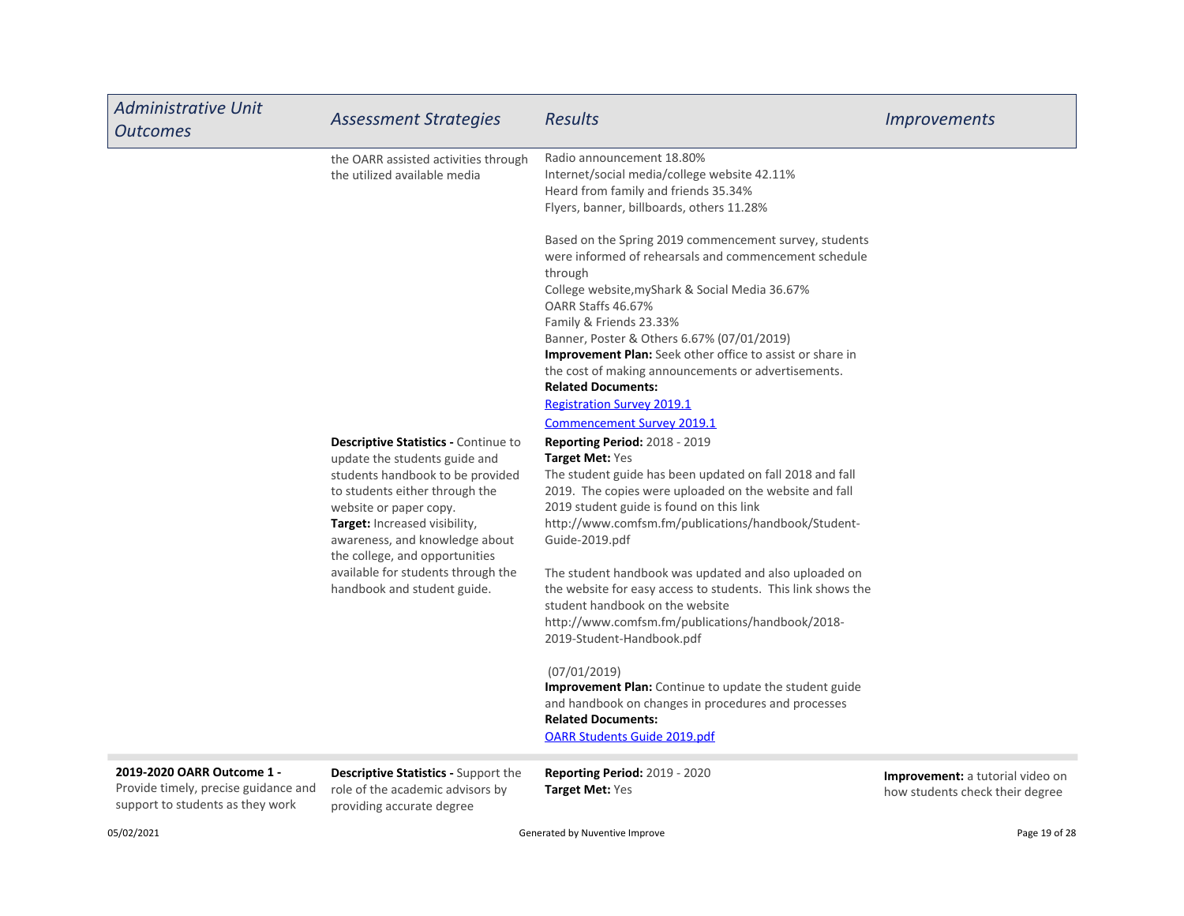| Administrative Unit Outcomes | Assessment Strategies | Results | Improvements |
|---|---|---|---|
| | the OARR assisted activities through the utilized available media | Radio announcement 18.80%<br>Internet/social media/college website 42.11%<br>Heard from family and friends 35.34%<br>Flyers, banner, billboards, others 11.28%<br><br>Based on the Spring 2019 commencement survey, students were informed of rehearsals and commencement schedule through<br>College website,myShark & Social Media 36.67%<br>OARR Staffs 46.67%<br>Family & Friends 23.33%<br>Banner, Poster & Others 6.67% (07/01/2019)<br>**Improvement Plan:** Seek other office to assist or share in the cost of making announcements or advertisements.<br>**Related Documents:**<br>Registration Survey 2019.1<br>Commencement Survey 2019.1 | |
| | **Descriptive Statistics -** Continue to update the students guide and students handbook to be provided to students either through the website or paper copy.<br>**Target:** Increased visibility, awareness, and knowledge about the college, and opportunities available for students through the handbook and student guide. | **Reporting Period:** 2018 - 2019<br>**Target Met:** Yes<br>The student guide has been updated on fall 2018 and fall 2019. The copies were uploaded on the website and fall 2019 student guide is found on this link http://www.comfsm.fm/publications/handbook/Student-Guide-2019.pdf<br><br>The student handbook was updated and also uploaded on the website for easy access to students. This link shows the student handbook on the website http://www.comfsm.fm/publications/handbook/2018-2019-Student-Handbook.pdf<br><br>(07/01/2019)<br>**Improvement Plan:** Continue to update the student guide and handbook on changes in procedures and processes<br>**Related Documents:**<br>OARR Students Guide 2019.pdf | |
| **2019-2020 OARR Outcome 1 -** Provide timely, precise guidance and support to students as they work | **Descriptive Statistics -** Support the role of the academic advisors by providing accurate degree | **Reporting Period:** 2019 - 2020<br>**Target Met:** Yes | **Improvement:** a tutorial video on how students check their degree |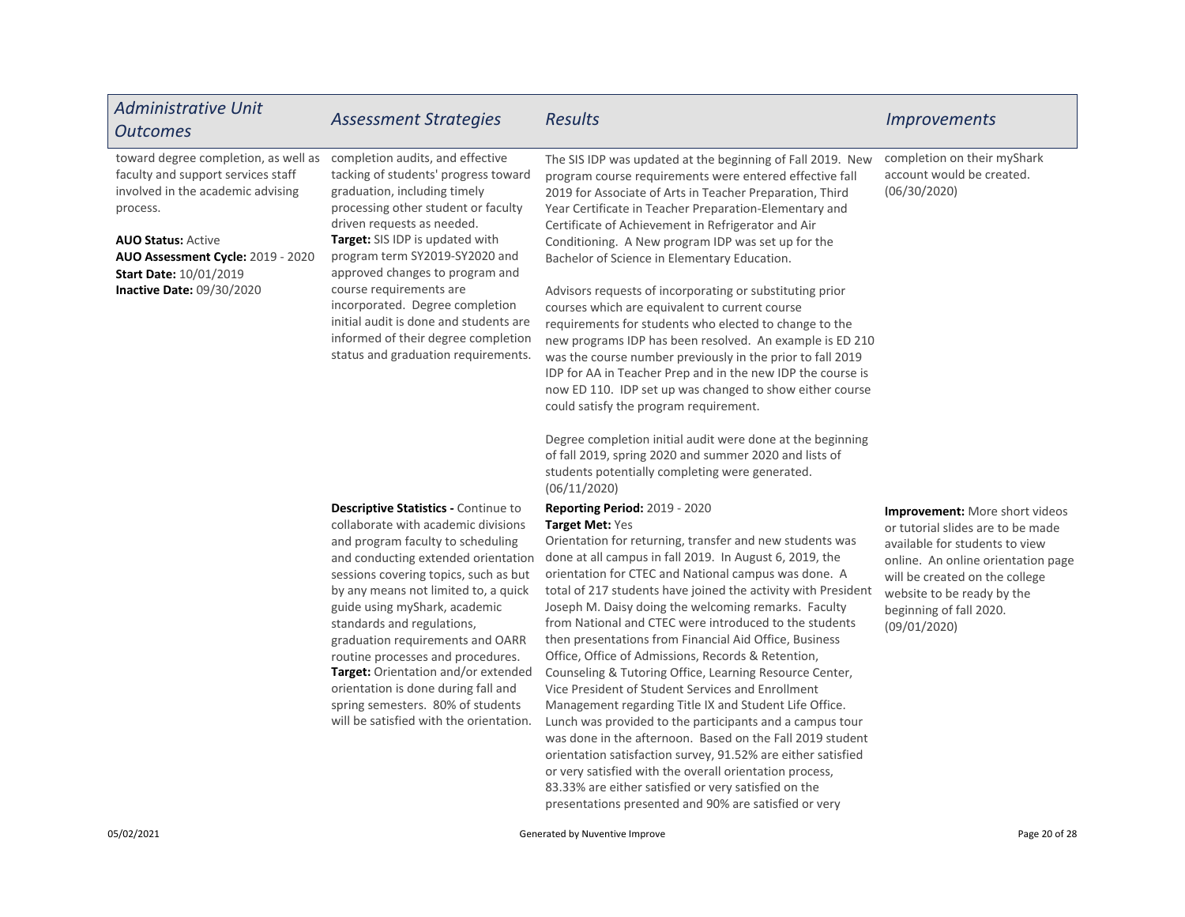| *Administrative Unit Outcomes* | *Assessment Strategies* | *Results* | *Improvements* |
| --- | --- | --- | --- |
| toward degree completion, as well as faculty and support services staff involved in the academic advising process.<br><br>**AUO Status:** Active<br>**AUO Assessment Cycle:** 2019 - 2020<br>**Start Date:** 10/01/2019<br>**Inactive Date:** 09/30/2020 | completion audits, and effective tacking of students' progress toward graduation, including timely processing other student or faculty driven requests as needed.<br>**Target:** SIS IDP is updated with program term SY2019-SY2020 and approved changes to program and course requirements are incorporated. Degree completion initial audit is done and students are informed of their degree completion status and graduation requirements. | The SIS IDP was updated at the beginning of Fall 2019. New program course requirements were entered effective fall 2019 for Associate of Arts in Teacher Preparation, Third Year Certificate in Teacher Preparation-Elementary and Certificate of Achievement in Refrigerator and Air Conditioning. A New program IDP was set up for the Bachelor of Science in Elementary Education.<br><br>Advisors requests of incorporating or substituting prior courses which are equivalent to current course requirements for students who elected to change to the new programs IDP has been resolved. An example is ED 210 was the course number previously in the prior to fall 2019 IDP for AA in Teacher Prep and in the new IDP the course is now ED 110. IDP set up was changed to show either course could satisfy the program requirement.<br><br>Degree completion initial audit were done at the beginning of fall 2019, spring 2020 and summer 2020 and lists of students potentially completing were generated. (06/11/2020) | completion on their myShark account would be created. (06/30/2020) |
| | **Descriptive Statistics -** Continue to collaborate with academic divisions and program faculty to scheduling and conducting extended orientation sessions covering topics, such as but by any means not limited to, a quick guide using myShark, academic standards and regulations, graduation requirements and OARR routine processes and procedures.<br>**Target:** Orientation and/or extended orientation is done during fall and spring semesters. 80% of students will be satisfied with the orientation. | **Reporting Period:** 2019 - 2020<br>**Target Met:** Yes<br>Orientation for returning, transfer and new students was done at all campus in fall 2019. In August 6, 2019, the orientation for CTEC and National campus was done. A total of 217 students have joined the activity with President Joseph M. Daisy doing the welcoming remarks. Faculty from National and CTEC were introduced to the students then presentations from Financial Aid Office, Business Office, Office of Admissions, Records & Retention, Counseling & Tutoring Office, Learning Resource Center, Vice President of Student Services and Enrollment Management regarding Title IX and Student Life Office. Lunch was provided to the participants and a campus tour was done in the afternoon. Based on the Fall 2019 student orientation satisfaction survey, 91.52% are either satisfied or very satisfied with the overall orientation process, 83.33% are either satisfied or very satisfied on the presentations presented and 90% are satisfied or very | **Improvement:** More short videos or tutorial slides are to be made available for students to view online. An online orientation page will be created on the college website to be ready by the beginning of fall 2020. (09/01/2020) |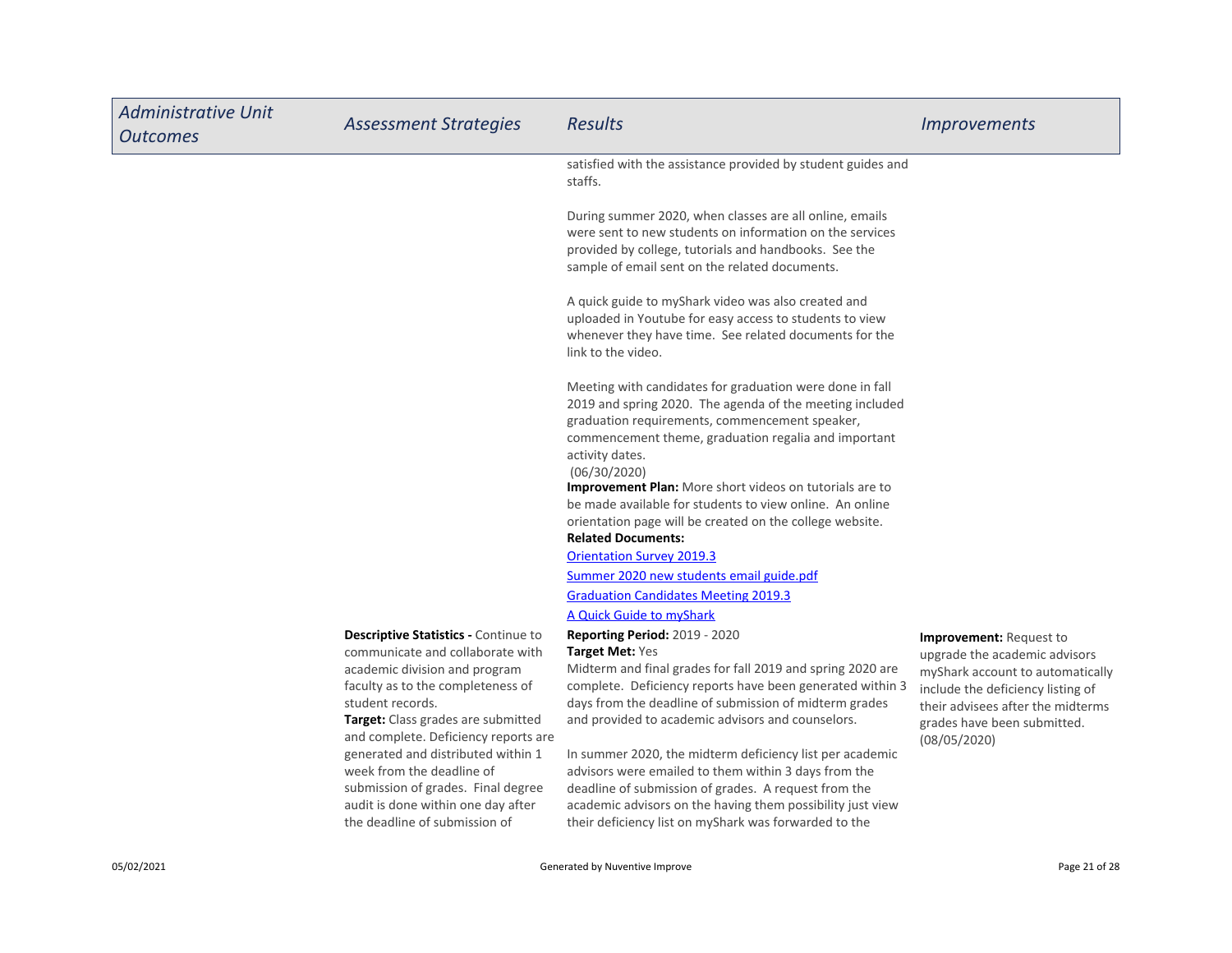| Administrative Unit Outcomes | Assessment Strategies | Results | Improvements |
| --- | --- | --- | --- |
| | | satisfied with the assistance provided by student guides and staffs.<br><br>During summer 2020, when classes are all online, emails were sent to new students on information on the services provided by college, tutorials and handbooks. See the sample of email sent on the related documents.<br><br>A quick guide to myShark video was also created and uploaded in Youtube for easy access to students to view whenever they have time. See related documents for the link to the video.<br><br>Meeting with candidates for graduation were done in fall 2019 and spring 2020. The agenda of the meeting included graduation requirements, commencement speaker, commencement theme, graduation regalia and important activity dates.<br>(06/30/2020)<br>**Improvement Plan:** More short videos on tutorials are to be made available for students to view online. An online orientation page will be created on the college website.<br>**Related Documents:**<br>Orientation Survey 2019.3<br>Summer 2020 new students email guide.pdf<br>Graduation Candidates Meeting 2019.3<br>A Quick Guide to myShark | |
| | **Descriptive Statistics -** Continue to communicate and collaborate with academic division and program faculty as to the completeness of student records.<br>**Target:** Class grades are submitted and complete. Deficiency reports are generated and distributed within 1 week from the deadline of submission of grades. Final degree audit is done within one day after the deadline of submission of | **Reporting Period:** 2019 - 2020<br>**Target Met:** Yes<br>Midterm and final grades for fall 2019 and spring 2020 are complete. Deficiency reports have been generated within 3 days from the deadline of submission of midterm grades and provided to academic advisors and counselors.<br><br>In summer 2020, the midterm deficiency list per academic advisors were emailed to them within 3 days from the deadline of submission of grades. A request from the academic advisors on the having them possibility just view their deficiency list on myShark was forwarded to the | **Improvement:** Request to upgrade the academic advisors myShark account to automatically include the deficiency listing of their advisees after the midterms grades have been submitted.<br>(08/05/2020) |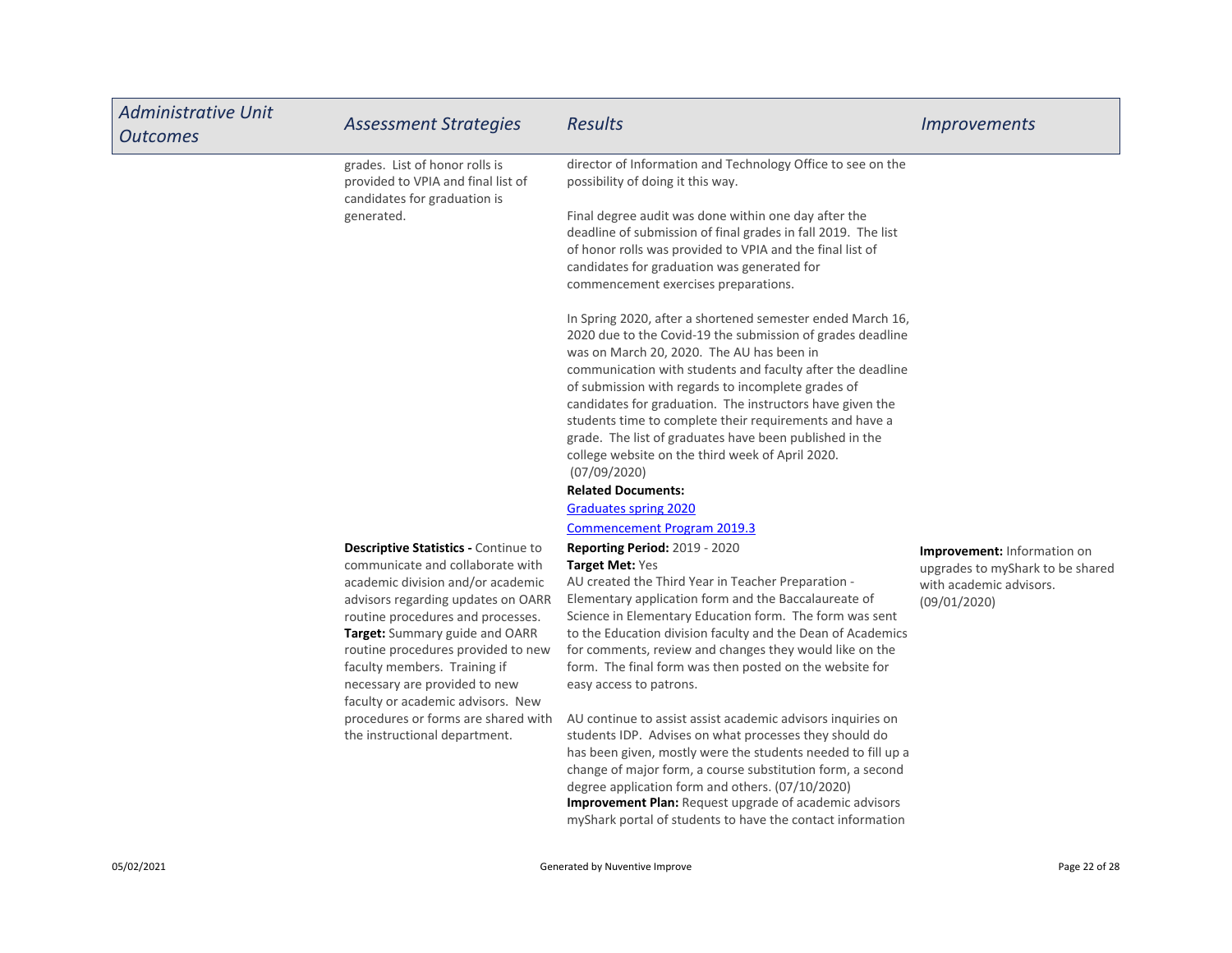| *Administrative Unit Outcomes* | *Assessment Strategies* | *Results* | *Improvements* |
|---|---|---|---|
| | grades. List of honor rolls is provided to VPIA and final list of candidates for graduation is generated. | director of Information and Technology Office to see on the possibility of doing it this way.<br><br>Final degree audit was done within one day after the deadline of submission of final grades in fall 2019. The list of honor rolls was provided to VPIA and the final list of candidates for graduation was generated for commencement exercises preparations.<br><br>In Spring 2020, after a shortened semester ended March 16, 2020 due to the Covid-19 the submission of grades deadline was on March 20, 2020. The AU has been in communication with students and faculty after the deadline of submission with regards to incomplete grades of candidates for graduation. The instructors have given the students time to complete their requirements and have a grade. The list of graduates have been published in the college website on the third week of April 2020. (07/09/2020)<br>**Related Documents:**<br>Graduates spring 2020<br>Commencement Program 2019.3 | |
| | **Descriptive Statistics -** Continue to communicate and collaborate with academic division and/or academic advisors regarding updates on OARR routine procedures and processes.<br>**Target:** Summary guide and OARR routine procedures provided to new faculty members. Training if necessary are provided to new faculty or academic advisors. New procedures or forms are shared with the instructional department. | **Reporting Period:** 2019 - 2020<br>**Target Met:** Yes<br>AU created the Third Year in Teacher Preparation - Elementary application form and the Baccalaureate of Science in Elementary Education form. The form was sent to the Education division faculty and the Dean of Academics for comments, review and changes they would like on the form. The final form was then posted on the website for easy access to patrons.<br><br>AU continue to assist assist academic advisors inquiries on students IDP. Advises on what processes they should do has been given, mostly were the students needed to fill up a change of major form, a course substitution form, a second degree application form and others. (07/10/2020)<br>**Improvement Plan:** Request upgrade of academic advisors myShark portal of students to have the contact information | **Improvement:** Information on upgrades to myShark to be shared with academic advisors. (09/01/2020) |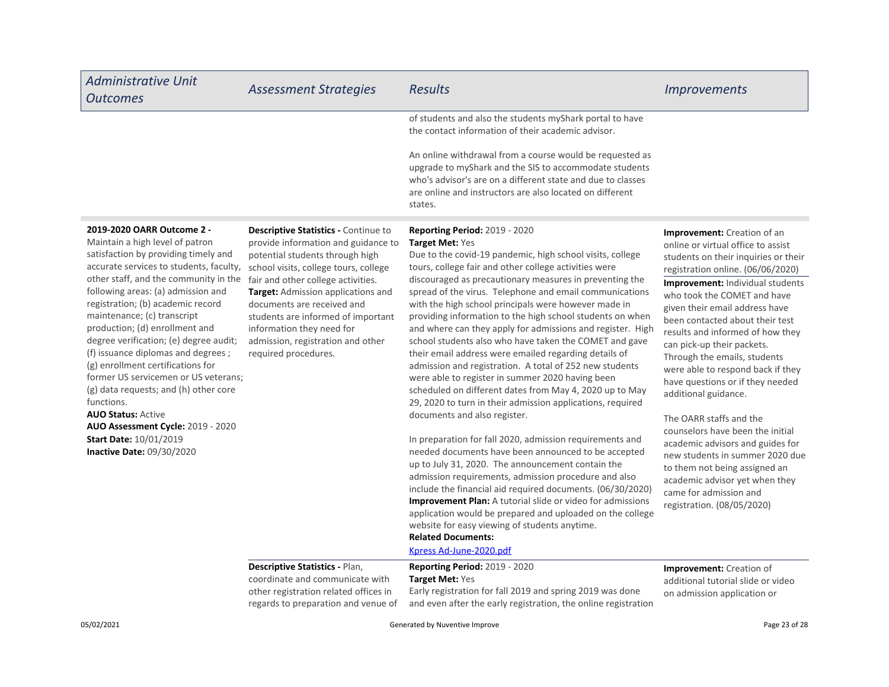| Administrative Unit Outcomes | Assessment Strategies | Results | Improvements |
| --- | --- | --- | --- |
| | | of students and also the students myShark portal to have the contact information of their academic advisor.<br><br>An online withdrawal from a course would be requested as upgrade to myShark and the SIS to accommodate students who's advisor's are on a different state and due to classes are online and instructors are also located on different states. | |
| **2019-2020 OARR Outcome 2 -** Maintain a high level of patron satisfaction by providing timely and accurate services to students, faculty, other staff, and the community in the following areas: (a) admission and registration; (b) academic record maintenance; (c) transcript production; (d) enrollment and degree verification; (e) degree audit; (f) issuance diplomas and degrees ; (g) enrollment certifications for former US servicemen or US veterans; (g) data requests; and (h) other core functions.<br>**AUO Status:** Active<br>**AUO Assessment Cycle:** 2019 - 2020<br>**Start Date:** 10/01/2019<br>**Inactive Date:** 09/30/2020 | **Descriptive Statistics -** Continue to provide information and guidance to potential students through high school visits, college tours, college fair and other college activities.<br>**Target:** Admission applications and documents are received and students are informed of important information they need for admission, registration and other required procedures. | **Reporting Period:** 2019 - 2020<br>**Target Met:** Yes<br>Due to the covid-19 pandemic, high school visits, college tours, college fair and other college activities were discouraged as precautionary measures in preventing the spread of the virus. Telephone and email communications with the high school principals were however made in providing information to the high school students on when and where can they apply for admissions and register. High school students also who have taken the COMET and gave their email address were emailed regarding details of admission and registration. A total of 252 new students were able to register in summer 2020 having been scheduled on different dates from May 4, 2020 up to May 29, 2020 to turn in their admission applications, required documents and also register.<br><br>In preparation for fall 2020, admission requirements and needed documents have been announced to be accepted up to July 31, 2020. The announcement contain the admission requirements, admission procedure and also include the financial aid required documents. (06/30/2020)<br>**Improvement Plan:** A tutorial slide or video for admissions application would be prepared and uploaded on the college website for easy viewing of students anytime.<br>**Related Documents:**<br>Kpress Ad-June-2020.pdf | **Improvement:** Creation of an online or virtual office to assist students on their inquiries or their registration online. (06/06/2020)<br><br>**Improvement:** Individual students who took the COMET and have given their email address have been contacted about their test results and informed of how they can pick-up their packets. Through the emails, students were able to respond back if they have questions or if they needed additional guidance.<br><br>The OARR staffs and the counselors have been the initial academic advisors and guides for new students in summer 2020 due to them not being assigned an academic advisor yet when they came for admission and registration. (08/05/2020) |
| | **Descriptive Statistics -** Plan, coordinate and communicate with other registration related offices in regards to preparation and venue of | **Reporting Period:** 2019 - 2020<br>**Target Met:** Yes<br>Early registration for fall 2019 and spring 2019 was done and even after the early registration, the online registration | **Improvement:** Creation of additional tutorial slide or video on admission application or |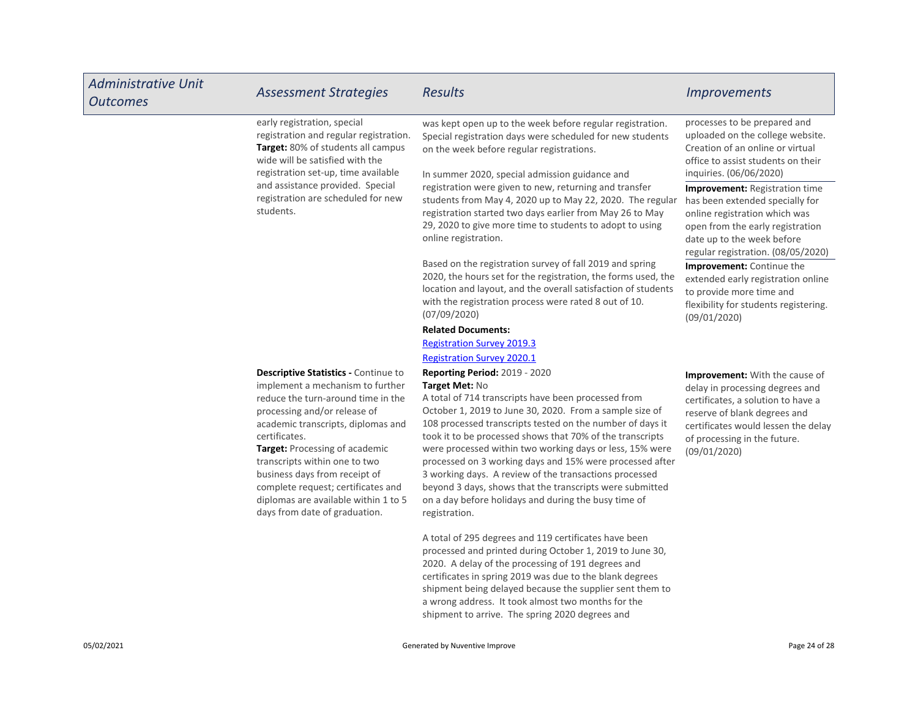| Administrative Unit Outcomes | Assessment Strategies | Results | Improvements |
|---|---|---|---|
| | early registration, special registration and regular registration. **Target:** 80% of students all campus wide will be satisfied with the registration set-up, time available and assistance provided. Special registration are scheduled for new students. | was kept open up to the week before regular registration. Special registration days were scheduled for new students on the week before regular registrations.<br><br>In summer 2020, special admission guidance and registration were given to new, returning and transfer students from May 4, 2020 up to May 22, 2020. The regular registration started two days earlier from May 26 to May 29, 2020 to give more time to students to adopt to using online registration.<br><br>Based on the registration survey of fall 2019 and spring 2020, the hours set for the registration, the forms used, the location and layout, and the overall satisfaction of students with the registration process were rated 8 out of 10. (07/09/2020)<br><br>**Related Documents:**<br>Registration Survey 2019.3<br>Registration Survey 2020.1 | processes to be prepared and uploaded on the college website. Creation of an online or virtual office to assist students on their inquiries. (06/06/2020)<br><br>**Improvement:** Registration time has been extended specially for online registration which was open from the early registration date up to the week before regular registration. (08/05/2020)<br><br>**Improvement:** Continue the extended early registration online to provide more time and flexibility for students registering. (09/01/2020) |
| | **Descriptive Statistics -** Continue to implement a mechanism to further reduce the turn-around time in the processing and/or release of academic transcripts, diplomas and certificates.<br>**Target:** Processing of academic transcripts within one to two business days from receipt of complete request; certificates and diplomas are available within 1 to 5 days from date of graduation. | **Reporting Period:** 2019 - 2020<br>**Target Met:** No<br>A total of 714 transcripts have been processed from October 1, 2019 to June 30, 2020. From a sample size of 108 processed transcripts tested on the number of days it took it to be processed shows that 70% of the transcripts were processed within two working days or less, 15% were processed on 3 working days and 15% were processed after 3 working days. A review of the transactions processed beyond 3 days, shows that the transcripts were submitted on a day before holidays and during the busy time of registration.<br><br>A total of 295 degrees and 119 certificates have been processed and printed during October 1, 2019 to June 30, 2020. A delay of the processing of 191 degrees and certificates in spring 2019 was due to the blank degrees shipment being delayed because the supplier sent them to a wrong address. It took almost two months for the shipment to arrive. The spring 2020 degrees and | **Improvement:** With the cause of delay in processing degrees and certificates, a solution to have a reserve of blank degrees and certificates would lessen the delay of processing in the future. (09/01/2020) |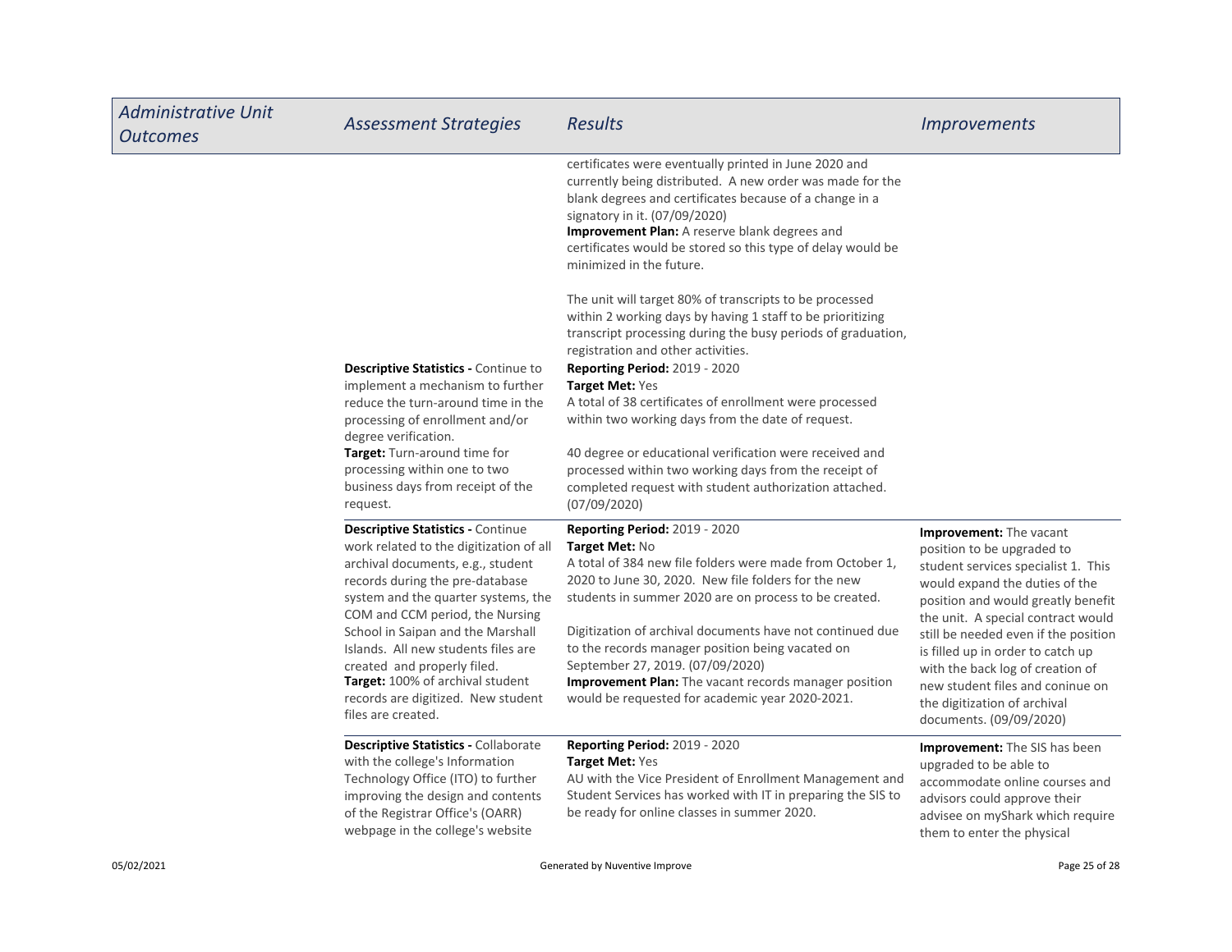| *Administrative Unit Outcomes* | *Assessment Strategies* | *Results* | *Improvements* |
|---|---|---|---|
| | **Descriptive Statistics -** Continue to implement a mechanism to further reduce the turn-around time in the processing of enrollment and/or degree verification.<br>**Target:** Turn-around time for processing within one to two business days from receipt of the request. | certificates were eventually printed in June 2020 and currently being distributed. A new order was made for the blank degrees and certificates because of a change in a signatory in it. (07/09/2020)<br>**Improvement Plan:** A reserve blank degrees and certificates would be stored so this type of delay would be minimized in the future.<br><br>The unit will target 80% of transcripts to be processed within 2 working days by having 1 staff to be prioritizing transcript processing during the busy periods of graduation, registration and other activities.<br>**Reporting Period:** 2019 - 2020<br>**Target Met:** Yes<br>A total of 38 certificates of enrollment were processed within two working days from the date of request.<br><br>40 degree or educational verification were received and processed within two working days from the receipt of completed request with student authorization attached. (07/09/2020) | |
| | **Descriptive Statistics -** Continue work related to the digitization of all archival documents, e.g., student records during the pre-database system and the quarter systems, the COM and CCM period, the Nursing School in Saipan and the Marshall Islands. All new students files are created and properly filed.<br>**Target:** 100% of archival student records are digitized. New student files are created. | **Reporting Period:** 2019 - 2020<br>**Target Met:** No<br>A total of 384 new file folders were made from October 1, 2020 to June 30, 2020. New file folders for the new students in summer 2020 are on process to be created.<br><br>Digitization of archival documents have not continued due to the records manager position being vacated on September 27, 2019. (07/09/2020)<br>**Improvement Plan:** The vacant records manager position would be requested for academic year 2020-2021. | **Improvement:** The vacant position to be upgraded to student services specialist 1. This would expand the duties of the position and would greatly benefit the unit. A special contract would still be needed even if the position is filled up in order to catch up with the back log of creation of new student files and coninue on the digitization of archival documents. (09/09/2020) |
| | **Descriptive Statistics -** Collaborate with the college's Information Technology Office (ITO) to further improving the design and contents of the Registrar Office's (OARR) webpage in the college's website | **Reporting Period:** 2019 - 2020<br>**Target Met:** Yes<br>AU with the Vice President of Enrollment Management and Student Services has worked with IT in preparing the SIS to be ready for online classes in summer 2020. | **Improvement:** The SIS has been upgraded to be able to accommodate online courses and advisors could approve their advisee on myShark which require them to enter the physical |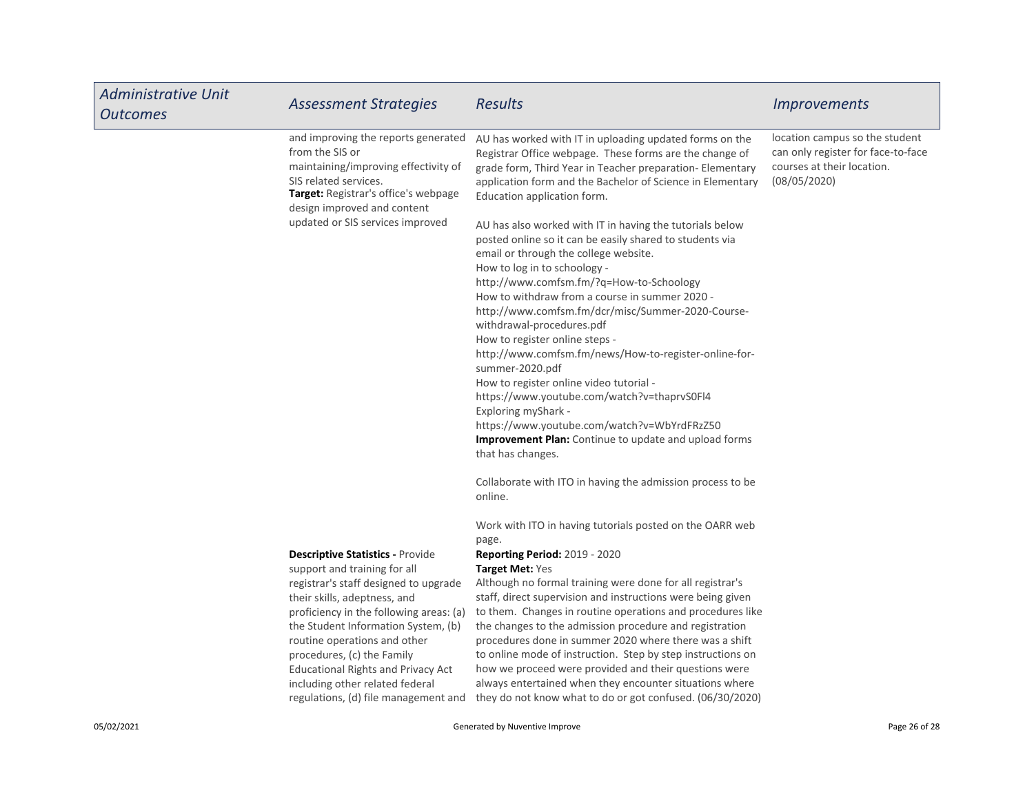| *Administrative Unit Outcomes* | *Assessment Strategies* | *Results* | *Improvements* |
|---|---|---|---|
| | and improving the reports generated from the SIS or maintaining/improving effectivity of SIS related services.<br>**Target:** Registrar's office's webpage design improved and content updated or SIS services improved | AU has worked with IT in uploading updated forms on the Registrar Office webpage. These forms are the change of grade form, Third Year in Teacher preparation- Elementary application form and the Bachelor of Science in Elementary Education application form.<br><br>AU has also worked with IT in having the tutorials below posted online so it can be easily shared to students via email or through the college website.<br>How to log in to schoology - http://www.comfsm.fm/?q=How-to-Schoology<br>How to withdraw from a course in summer 2020 - http://www.comfsm.fm/dcr/misc/Summer-2020-Course-withdrawal-procedures.pdf<br>How to register online steps - http://www.comfsm.fm/news/How-to-register-online-for-summer-2020.pdf<br>How to register online video tutorial - https://www.youtube.com/watch?v=thaprvS0FI4<br>Exploring myShark - https://www.youtube.com/watch?v=WbYrdFRzZ50<br>**Improvement Plan:** Continue to update and upload forms that has changes.<br><br>Collaborate with ITO in having the admission process to be online.<br><br>Work with ITO in having tutorials posted on the OARR web page. | location campus so the student can only register for face-to-face courses at their location. (08/05/2020) |
| | **Descriptive Statistics -** Provide support and training for all registrar's staff designed to upgrade their skills, adeptness, and proficiency in the following areas: (a) the Student Information System, (b) routine operations and other procedures, (c) the Family Educational Rights and Privacy Act including other related federal regulations, (d) file management and | **Reporting Period:** 2019 - 2020<br>**Target Met:** Yes<br>Although no formal training were done for all registrar's staff, direct supervision and instructions were being given to them. Changes in routine operations and procedures like the changes to the admission procedure and registration procedures done in summer 2020 where there was a shift to online mode of instruction. Step by step instructions on how we proceed were provided and their questions were always entertained when they encounter situations where they do not know what to do or got confused. (06/30/2020) | |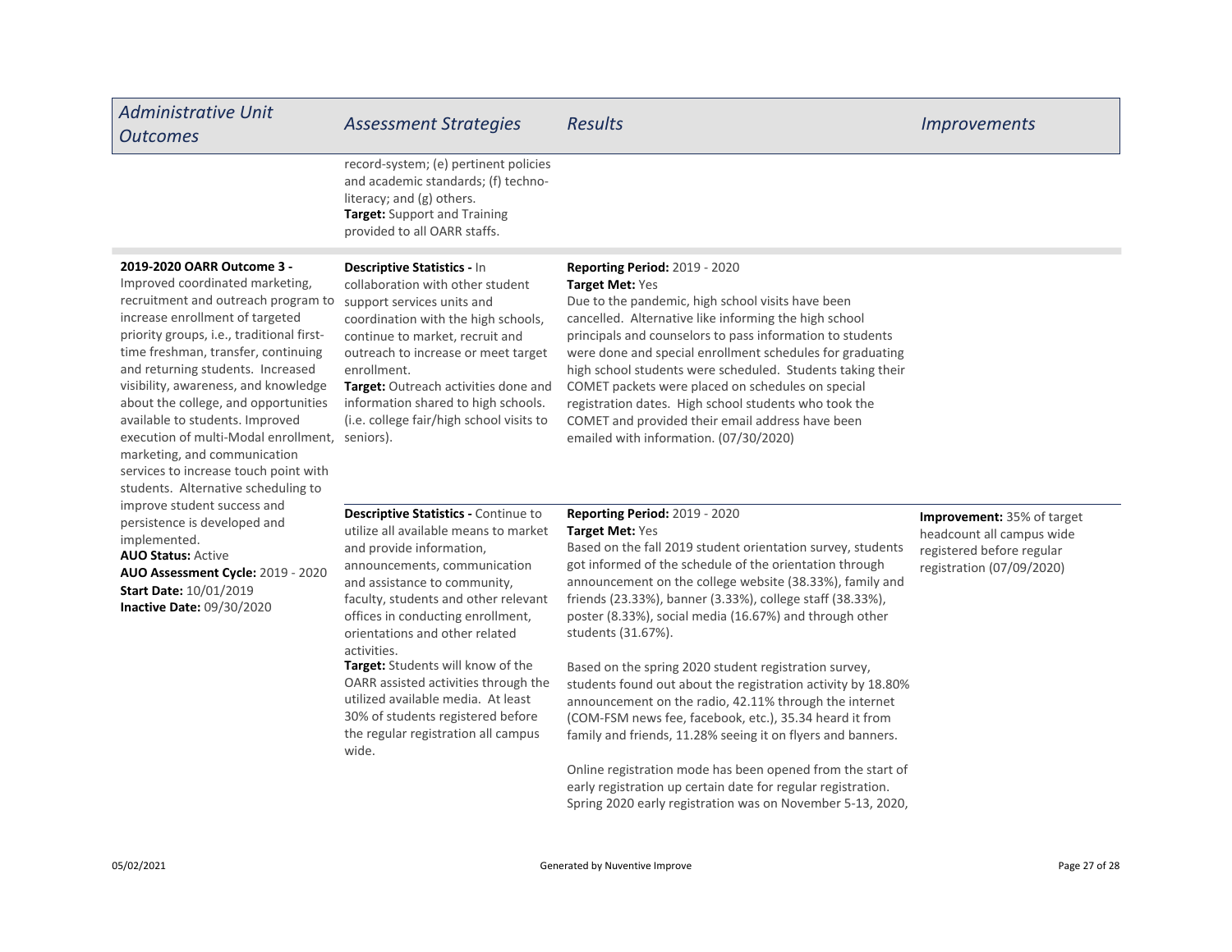| Administrative Unit Outcomes | Assessment Strategies | Results | Improvements |
|---|---|---|---|
| | record-system; (e) pertinent policies and academic standards; (f) techno-literacy; and (g) others.<br>**Target:** Support and Training provided to all OARR staffs. | | |
| **2019-2020 OARR Outcome 3 -** Improved coordinated marketing, recruitment and outreach program to increase enrollment of targeted priority groups, i.e., traditional first-time freshman, transfer, continuing and returning students. Increased visibility, awareness, and knowledge about the college, and opportunities available to students. Improved execution of multi-Modal enrollment, marketing, and communication services to increase touch point with students. Alternative scheduling to improve student success and persistence is developed and implemented.<br>**AUO Status:** Active<br>**AUO Assessment Cycle:** 2019 - 2020<br>**Start Date:** 10/01/2019<br>**Inactive Date:** 09/30/2020 | **Descriptive Statistics -** In collaboration with other student support services units and coordination with the high schools, continue to market, recruit and outreach to increase or meet target enrollment.<br>**Target:** Outreach activities done and information shared to high schools. (i.e. college fair/high school visits to seniors). | **Reporting Period:** 2019 - 2020<br>**Target Met:** Yes<br>Due to the pandemic, high school visits have been cancelled. Alternative like informing the high school principals and counselors to pass information to students were done and special enrollment schedules for graduating high school students were scheduled. Students taking their COMET packets were placed on schedules on special registration dates. High school students who took the COMET and provided their email address have been emailed with information. (07/30/2020) | |
| | **Descriptive Statistics -** Continue to utilize all available means to market and provide information, announcements, communication and assistance to community, faculty, students and other relevant offices in conducting enrollment, orientations and other related activities.<br>**Target:** Students will know of the OARR assisted activities through the utilized available media. At least 30% of students registered before the regular registration all campus wide. | **Reporting Period:** 2019 - 2020<br>**Target Met:** Yes<br>Based on the fall 2019 student orientation survey, students got informed of the schedule of the orientation through announcement on the college website (38.33%), family and friends (23.33%), banner (3.33%), college staff (38.33%), poster (8.33%), social media (16.67%) and through other students (31.67%).<br><br>Based on the spring 2020 student registration survey, students found out about the registration activity by 18.80% announcement on the radio, 42.11% through the internet (COM-FSM news fee, facebook, etc.), 35.34 heard it from family and friends, 11.28% seeing it on flyers and banners.<br><br>Online registration mode has been opened from the start of early registration up certain date for regular registration. Spring 2020 early registration was on November 5-13, 2020, | **Improvement:** 35% of target headcount all campus wide registered before regular registration (07/09/2020) |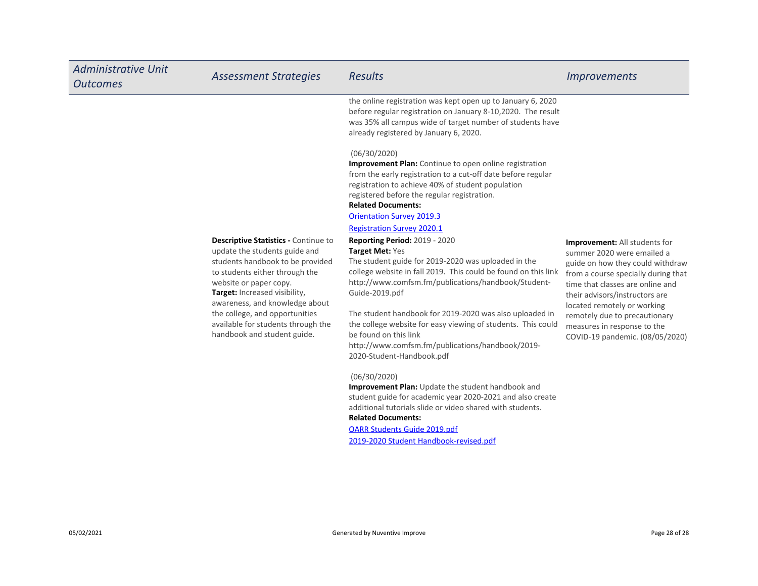| Administrative Unit Outcomes | Assessment Strategies | Results | Improvements |
| --- | --- | --- | --- |
| | | the online registration was kept open up to January 6, 2020 before regular registration on January 8-10,2020. The result was 35% all campus wide of target number of students have already registered by January 6, 2020.<br><br>(06/30/2020)<br>**Improvement Plan:** Continue to open online registration from the early registration to a cut-off date before regular registration to achieve 40% of student population registered before the regular registration.<br>**Related Documents:**<br>Orientation Survey 2019.3<br>Registration Survey 2020.1 | |
| | **Descriptive Statistics -** Continue to update the students guide and students handbook to be provided to students either through the website or paper copy.<br>**Target:** Increased visibility, awareness, and knowledge about the college, and opportunities available for students through the handbook and student guide. | **Reporting Period:** 2019 - 2020<br>**Target Met:** Yes<br>The student guide for 2019-2020 was uploaded in the college website in fall 2019. This could be found on this link http://www.comfsm.fm/publications/handbook/Student-Guide-2019.pdf<br><br>The student handbook for 2019-2020 was also uploaded in the college website for easy viewing of students. This could be found on this link http://www.comfsm.fm/publications/handbook/2019-2020-Student-Handbook.pdf<br><br>(06/30/2020)<br>**Improvement Plan:** Update the student handbook and student guide for academic year 2020-2021 and also create additional tutorials slide or video shared with students.<br>**Related Documents:**<br>OARR Students Guide 2019.pdf<br>2019-2020 Student Handbook-revised.pdf | **Improvement:** All students for summer 2020 were emailed a guide on how they could withdraw from a course specially during that time that classes are online and their advisors/instructors are located remotely or working remotely due to precautionary measures in response to the COVID-19 pandemic. (08/05/2020) |